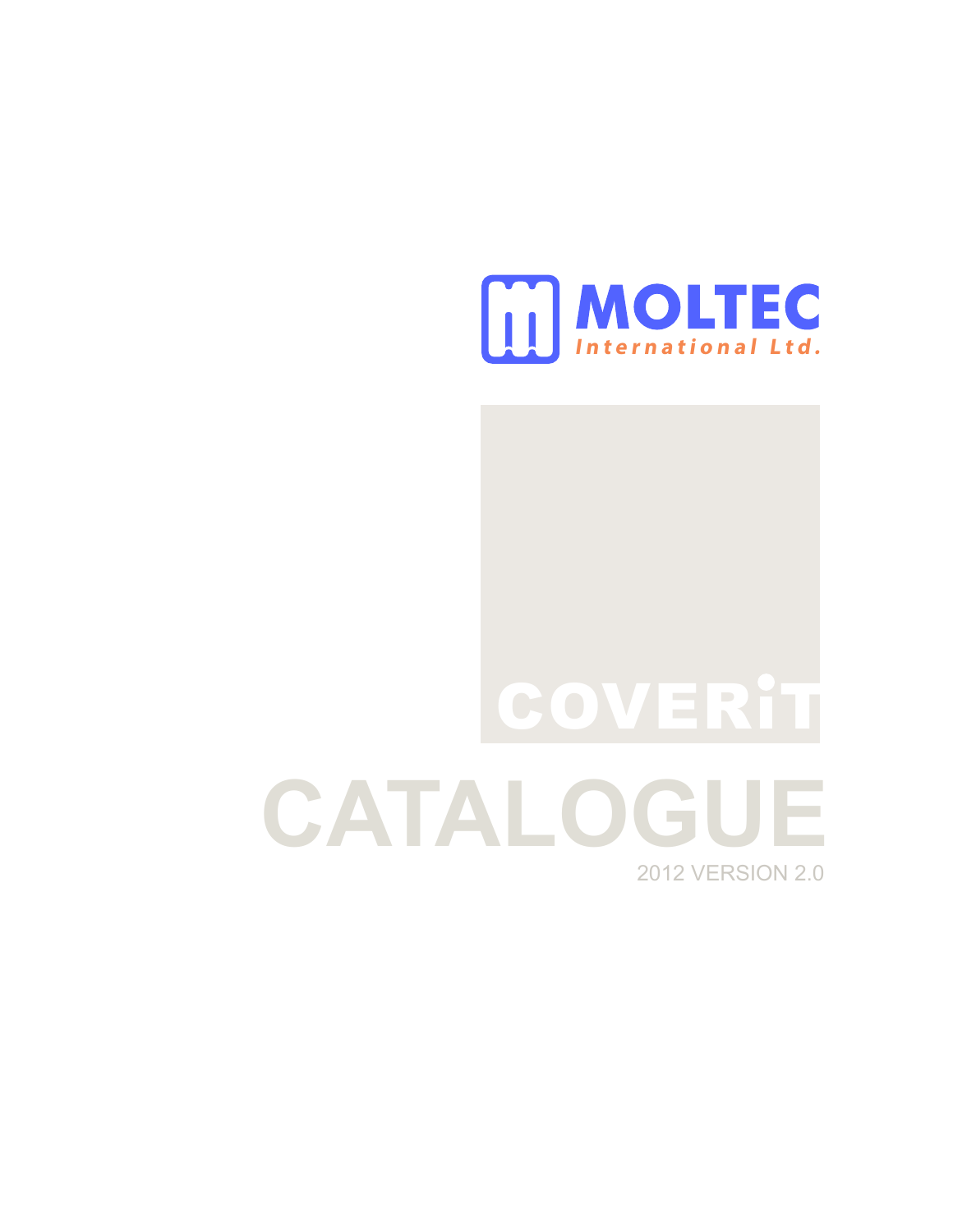MOLTEC

International Ltd.

# COVERiT

# CATALOGUE

2012 VERSION 2.0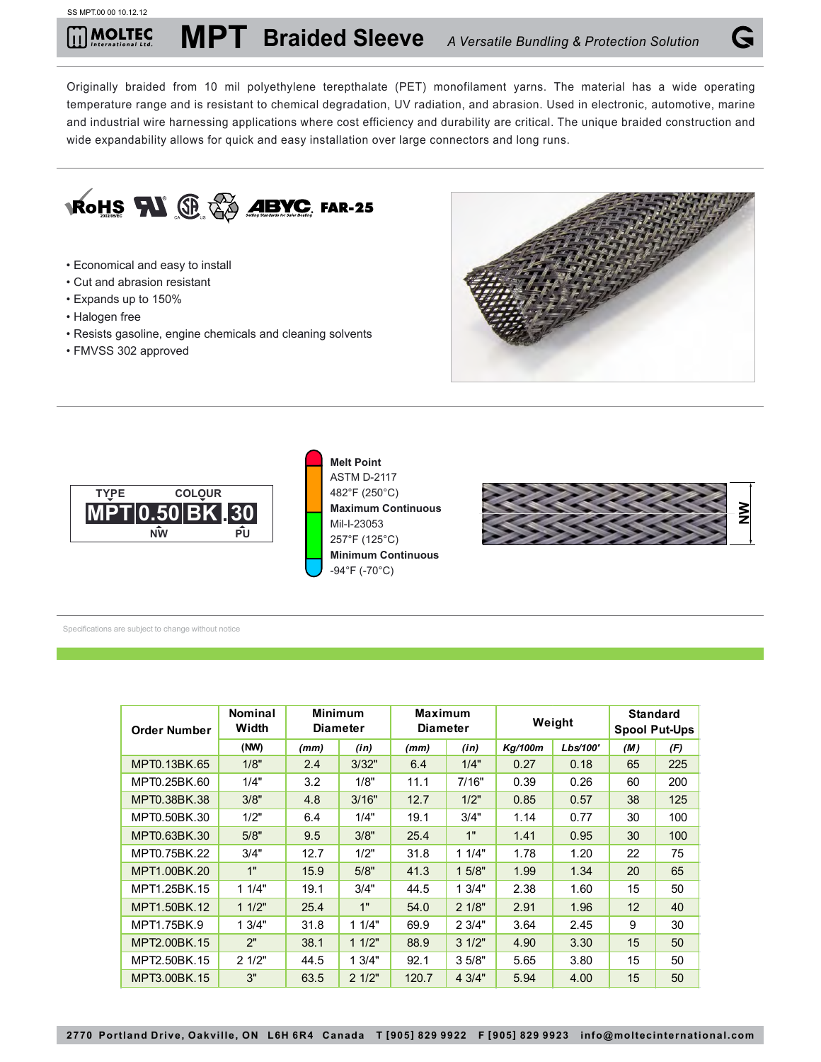SS MPT.00 00 10.12.12

# MPT Braided Sleeve

*A Versatile Bundling & Protection Solution*

Originally braided from 10 mil polyethylene terepthalate (PET) monofilament yarns. The material has a wide operating temperature range and is resistant to chemical degradation, UV radiation, and abrasion. Used in electronic, automotive, marine and industrial wire harnessing applications where cost efficiency and durability are critical. The unique braided construction and wide expandability allows for quick and easy installation over large connectors and long runs.

RoHS 2002/95/EC · UL · CSA · ABYC · FAR-25

- Economical and easy to install
- Cut and abrasion resistant
- Expands up to 150%
- Halogen free
- Resists gasoline, engine chemicals and cleaning solvents
- FMVSS 302 approved

TYPE: MPT · NW: 0.50 · COLOUR: BK · PU: .30

**Melt Point**
ASTM D-2117
482°F (250°C)

**Maximum Continuous**
Mil-I-23053
257°F (125°C)

**Minimum Continuous**
-94°F (-70°C)

NW

Specifications are subject to change without notice

| Order Number | Nominal Width | Minimum Diameter | | Maximum Diameter | | Weight | | Standard Spool Put-Ups | |
|---|---|---|---|---|---|---|---|---|---|
| | (NW) | (mm) | (in) | (mm) | (in) | Kg/100m | Lbs/100' | (M) | (F) |
| MPT0.13BK.65 | 1/8" | 2.4 | 3/32" | 6.4 | 1/4" | 0.27 | 0.18 | 65 | 225 |
| MPT0.25BK.60 | 1/4" | 3.2 | 1/8" | 11.1 | 7/16" | 0.39 | 0.26 | 60 | 200 |
| MPT0.38BK.38 | 3/8" | 4.8 | 3/16" | 12.7 | 1/2" | 0.85 | 0.57 | 38 | 125 |
| MPT0.50BK.30 | 1/2" | 6.4 | 1/4" | 19.1 | 3/4" | 1.14 | 0.77 | 30 | 100 |
| MPT0.63BK.30 | 5/8" | 9.5 | 3/8" | 25.4 | 1" | 1.41 | 0.95 | 30 | 100 |
| MPT0.75BK.22 | 3/4" | 12.7 | 1/2" | 31.8 | 1 1/4" | 1.78 | 1.20 | 22 | 75 |
| MPT1.00BK.20 | 1" | 15.9 | 5/8" | 41.3 | 1 5/8" | 1.99 | 1.34 | 20 | 65 |
| MPT1.25BK.15 | 1 1/4" | 19.1 | 3/4" | 44.5 | 1 3/4" | 2.38 | 1.60 | 15 | 50 |
| MPT1.50BK.12 | 1 1/2" | 25.4 | 1" | 54.0 | 2 1/8" | 2.91 | 1.96 | 12 | 40 |
| MPT1.75BK.9 | 1 3/4" | 31.8 | 1 1/4" | 69.9 | 2 3/4" | 3.64 | 2.45 | 9 | 30 |
| MPT2.00BK.15 | 2" | 38.1 | 1 1/2" | 88.9 | 3 1/2" | 4.90 | 3.30 | 15 | 50 |
| MPT2.50BK.15 | 2 1/2" | 44.5 | 1 3/4" | 92.1 | 3 5/8" | 5.65 | 3.80 | 15 | 50 |
| MPT3.00BK.15 | 3" | 63.5 | 2 1/2" | 120.7 | 4 3/4" | 5.94 | 4.00 | 15 | 50 |

2770 Portland Drive, Oakville, ON L6H 6R4 Canada T [905] 829 9922 F [905] 829 9923 info@moltecinternational.com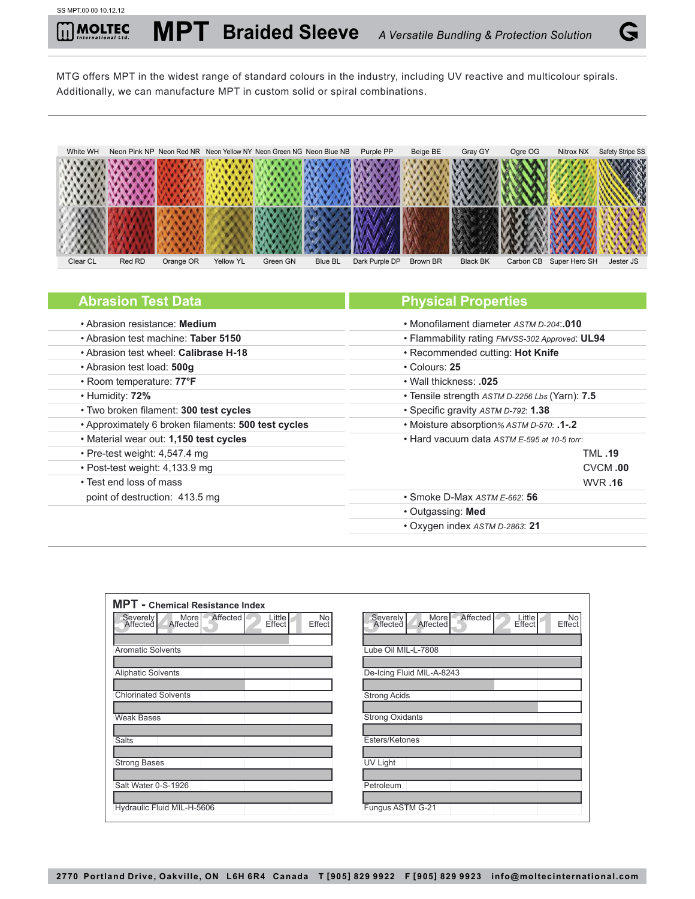# MPT Braided Sleeve

*A Versatile Bundling & Protection Solution*

MTG offers MPT in the widest range of standard colours in the industry, including UV reactive and multicolour spirals. Additionally, we can manufacture MPT in custom solid or spiral combinations.

| White WH | Neon Pink NP | Neon Red NR | Neon Yellow NY | Neon Green NG | Neon Blue NB | Purple PP | Beige BE | Gray GY | Ogre OG | Nitrox NX | Safety Stripe SS |
|---|---|---|---|---|---|---|---|---|---|---|---|
| Clear CL | Red RD | Orange OR | Yellow YL | Green GN | Blue BL | Dark Purple DP | Brown BR | Black BK | Carbon CB | Super Hero SH | Jester JS |

## Abrasion Test Data

- Abrasion resistance: **Medium**
- Abrasion test machine: **Taber 5150**
- Abrasion test wheel: **Calibrase H-18**
- Abrasion test load: **500g**
- Room temperature: **77°F**
- Humidity: **72%**
- Two broken filament: **300 test cycles**
- Approximately 6 broken filaments: **500 test cycles**
- Material wear out: **1,150 test cycles**
- Pre-test weight: 4,547.4 mg
- Post-test weight: 4,133.9 mg
- Test end loss of mass point of destruction: 413.5 mg

## Physical Properties

- Monofilament diameter *ASTM D-204*: **.010**
- Flammability rating *FMVSS-302 Approved*: **UL94**
- Recommended cutting: **Hot Knife**
- Colours: **25**
- Wall thickness: **.025**
- Tensile strength *ASTM D-2256 Lbs* (Yarn): **7.5**
- Specific gravity *ASTM D-792*: **1.38**
- Moisture absorption*% ASTM D-570*: **.1-.2**
- Hard vacuum data *ASTM E-595 at 10-5 torr*:
  - TML **.19**
  - CVCM **.00**
  - WVR **.16**
- Smoke D-Max *ASTM E-662*: **56**
- Outgassing: **Med**
- Oxygen index *ASTM D-2863*: **21**

## MPT - Chemical Resistance Index

Scale: 5 Severely Affected · 4 More Affected · 3 Affected · 2 Little Effect · 1 No Effect

| Chemical | Rating |
|---|---|
| Aromatic Solvents | 2 |
| Aliphatic Solvents | 1 |
| Chlorinated Solvents | 3 |
| Weak Bases | 1 |
| Salts | 1 |
| Strong Bases | 1 |
| Salt Water 0-S-1926 | 1 |
| Hydraulic Fluid MIL-H-5606 | 1 |
| Lube Oil MIL-L-7808 | 1 |
| De-Icing Fluid MIL-A-8243 | 1 |
| Strong Acids | 3 |
| Strong Oxidants | 2 |
| Esters/Ketones | 1 |
| UV Light | 1 |
| Petroleum | 1 |
| Fungus ASTM G-21 | 1 |

2770 Portland Drive, Oakville, ON L6H 6R4 Canada T [905] 829 9922 F [905] 829 9923 info@moltecinternational.com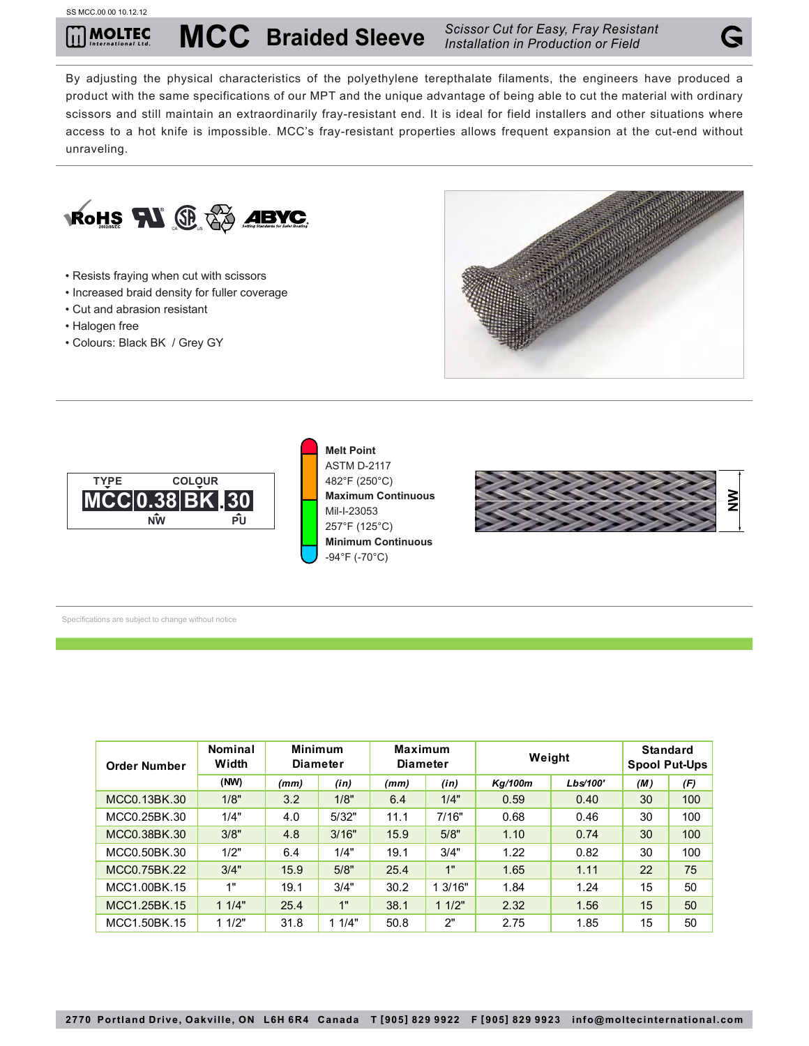# MCC Braided Sleeve

*Scissor Cut for Easy, Fray Resistant Installation in Production or Field*

By adjusting the physical characteristics of the polyethylene terepthalate filaments, the engineers have produced a product with the same specifications of our MPT and the unique advantage of being able to cut the material with ordinary scissors and still maintain an extraordinarily fray-resistant end. It is ideal for field installers and other situations where access to a hot knife is impossible. MCC's fray-resistant properties allows frequent expansion at the cut-end without unraveling.

- Resists fraying when cut with scissors
- Increased braid density for fuller coverage
- Cut and abrasion resistant
- Halogen free
- Colours: Black BK / Grey GY

TYPE: MCC | NW: 0.38 | COLOUR: BK | PU: .30

**Melt Point**
ASTM D-2117
482°F (250°C)

**Maximum Continuous**
Mil-I-23053
257°F (125°C)

**Minimum Continuous**
-94°F (-70°C)

NW

Specifications are subject to change without notice

| Order Number | Nominal Width | Minimum Diameter | | Maximum Diameter | | Weight | | Standard Spool Put-Ups | |
|---|---|---|---|---|---|---|---|---|---|
| | (NW) | (mm) | (in) | (mm) | (in) | Kg/100m | Lbs/100' | (M) | (F) |
| MCC0.13BK.30 | 1/8" | 3.2 | 1/8" | 6.4 | 1/4" | 0.59 | 0.40 | 30 | 100 |
| MCC0.25BK.30 | 1/4" | 4.0 | 5/32" | 11.1 | 7/16" | 0.68 | 0.46 | 30 | 100 |
| MCC0.38BK.30 | 3/8" | 4.8 | 3/16" | 15.9 | 5/8" | 1.10 | 0.74 | 30 | 100 |
| MCC0.50BK.30 | 1/2" | 6.4 | 1/4" | 19.1 | 3/4" | 1.22 | 0.82 | 30 | 100 |
| MCC0.75BK.22 | 3/4" | 15.9 | 5/8" | 25.4 | 1" | 1.65 | 1.11 | 22 | 75 |
| MCC1.00BK.15 | 1" | 19.1 | 3/4" | 30.2 | 1 3/16" | 1.84 | 1.24 | 15 | 50 |
| MCC1.25BK.15 | 1 1/4" | 25.4 | 1" | 38.1 | 1 1/2" | 2.32 | 1.56 | 15 | 50 |
| MCC1.50BK.15 | 1 1/2" | 31.8 | 1 1/4" | 50.8 | 2" | 2.75 | 1.85 | 15 | 50 |

2770 Portland Drive, Oakville, ON L6H 6R4 Canada T [905] 829 9922 F [905] 829 9923 info@moltecinternational.com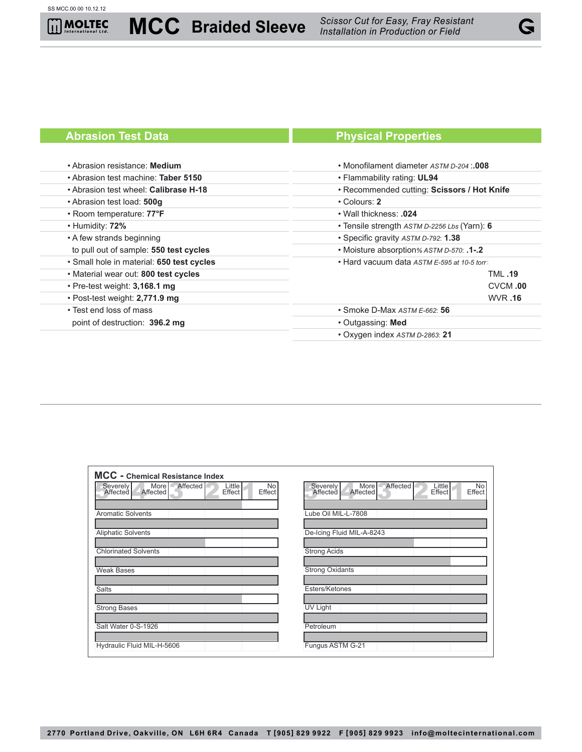# MCC Braided Sleeve

*Scissor Cut for Easy, Fray Resistant Installation in Production or Field*

## Abrasion Test Data

- Abrasion resistance: **Medium**
- Abrasion test machine: **Taber 5150**
- Abrasion test wheel: **Calibrase H-18**
- Abrasion test load: **500g**
- Room temperature: **77°F**
- Humidity: **72%**
- A few strands beginning to pull out of sample: **550 test cycles**
- Small hole in material: **650 test cycles**
- Material wear out: **800 test cycles**
- Pre-test weight: **3,168.1 mg**
- Post-test weight: **2,771.9 mg**
- Test end loss of mass point of destruction: **396.2 mg**

## Physical Properties

- Monofilament diameter *ASTM D-204* :**.008**
- Flammability rating: **UL94**
- Recommended cutting: **Scissors / Hot Knife**
- Colours: **2**
- Wall thickness: **.024**
- Tensile strength *ASTM D-2256 Lbs* (Yarn): **6**
- Specific gravity *ASTM D-792*: **1.38**
- Moisture absorption*% ASTM D-570*: **.1-.2**
- Hard vacuum data *ASTM E-595 at 10-5 torr*:
  - TML **.19**
  - CVCM **.00**
  - WVR **.16**
- Smoke D-Max *ASTM E-662*: **56**
- Outgassing: **Med**
- Oxygen index *ASTM D-2863*: **21**

## MCC - Chemical Resistance Index

Scale: 5 Severely Affected | 4 More Affected | 3 Affected | 2 Little Effect | 1 No Effect

| Chemical | Rating |
|---|---|
| Aromatic Solvents | 2 Little Effect |
| Aliphatic Solvents | 1 No Effect |
| Chlorinated Solvents | 3 Affected |
| Weak Bases | 1 No Effect |
| Salts | 1 No Effect |
| Strong Bases | 2 Little Effect |
| Salt Water 0-S-1926 | 1 No Effect |
| Hydraulic Fluid MIL-H-5606 | 1 No Effect |
| Lube Oil MIL-L-7808 | 1 No Effect |
| De-Icing Fluid MIL-A-8243 | 1 No Effect |
| Strong Acids | 3 Affected |
| Strong Oxidants | 2 Little Effect |
| Esters/Ketones | 1 No Effect |
| UV Light | 1 No Effect |
| Petroleum | 1 No Effect |
| Fungus ASTM G-21 | 1 No Effect |

2770 Portland Drive, Oakville, ON L6H 6R4 Canada T [905] 829 9922 F [905] 829 9923 info@moltecinternational.com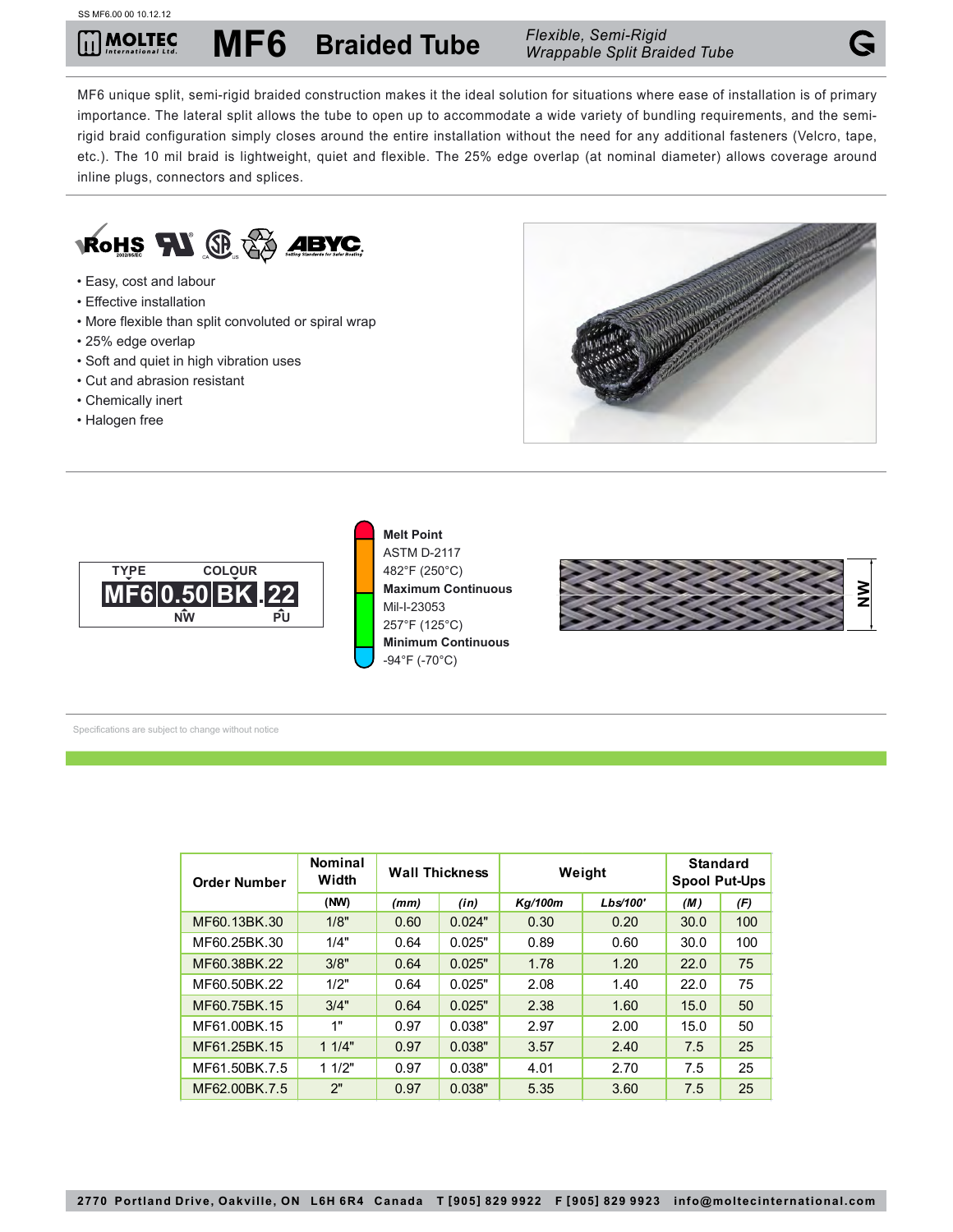# MF6 Braided Tube

*Flexible, Semi-Rigid Wrappable Split Braided Tube*

MF6 unique split, semi-rigid braided construction makes it the ideal solution for situations where ease of installation is of primary importance. The lateral split allows the tube to open up to accommodate a wide variety of bundling requirements, and the semi-rigid braid configuration simply closes around the entire installation without the need for any additional fasteners (Velcro, tape, etc.). The 10 mil braid is lightweight, quiet and flexible. The 25% edge overlap (at nominal diameter) allows coverage around inline plugs, connectors and splices.

- Easy, cost and labour
- Effective installation
- More flexible than split convoluted or spiral wrap
- 25% edge overlap
- Soft and quiet in high vibration uses
- Cut and abrasion resistant
- Chemically inert
- Halogen free

TYPE: MF6 | NW: 0.50 | COLOUR: BK | PU: .22

**Melt Point**
ASTM D-2117
482°F (250°C)

**Maximum Continuous**
Mil-I-23053
257°F (125°C)

**Minimum Continuous**
-94°F (-70°C)

Specifications are subject to change without notice

| Order Number | Nominal Width | Wall Thickness | | Weight | | Standard Spool Put-Ups | |
|---|---|---|---|---|---|---|---|
| | (NW) | (mm) | (in) | Kg/100m | Lbs/100' | (M) | (F) |
| MF60.13BK.30 | 1/8" | 0.60 | 0.024" | 0.30 | 0.20 | 30.0 | 100 |
| MF60.25BK.30 | 1/4" | 0.64 | 0.025" | 0.89 | 0.60 | 30.0 | 100 |
| MF60.38BK.22 | 3/8" | 0.64 | 0.025" | 1.78 | 1.20 | 22.0 | 75 |
| MF60.50BK.22 | 1/2" | 0.64 | 0.025" | 2.08 | 1.40 | 22.0 | 75 |
| MF60.75BK.15 | 3/4" | 0.64 | 0.025" | 2.38 | 1.60 | 15.0 | 50 |
| MF61.00BK.15 | 1" | 0.97 | 0.038" | 2.97 | 2.00 | 15.0 | 50 |
| MF61.25BK.15 | 1 1/4" | 0.97 | 0.038" | 3.57 | 2.40 | 7.5 | 25 |
| MF61.50BK.7.5 | 1 1/2" | 0.97 | 0.038" | 4.01 | 2.70 | 7.5 | 25 |
| MF62.00BK.7.5 | 2" | 0.97 | 0.038" | 5.35 | 3.60 | 7.5 | 25 |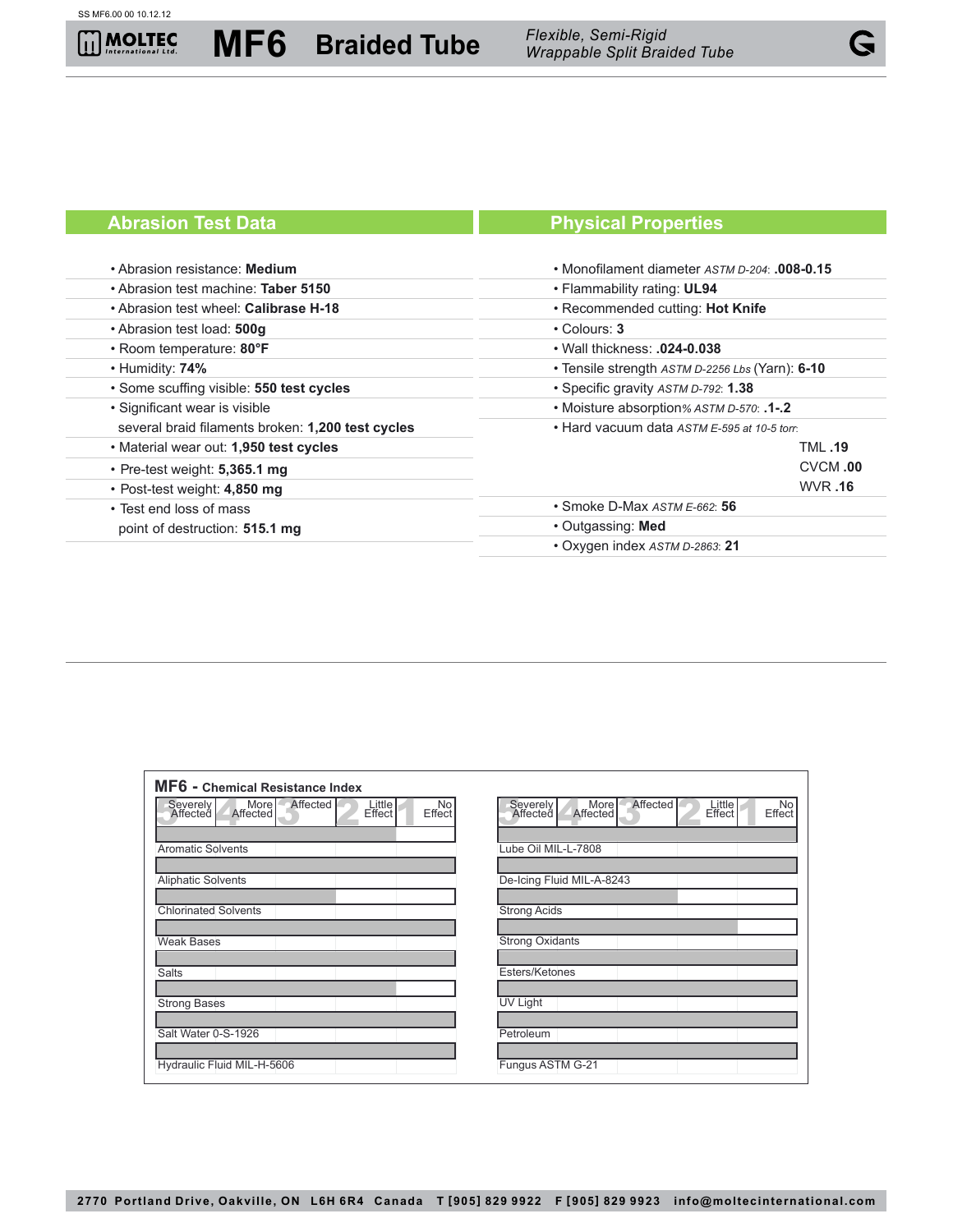# MOLTEC International Ltd. — MF6 Braided Tube

*Flexible, Semi-Rigid Wrappable Split Braided Tube*

## Abrasion Test Data

- Abrasion resistance: **Medium**
- Abrasion test machine: **Taber 5150**
- Abrasion test wheel: **Calibrase H-18**
- Abrasion test load: **500g**
- Room temperature: **80°F**
- Humidity: **74%**
- Some scuffing visible: **550 test cycles**
- Significant wear is visible several braid filaments broken: **1,200 test cycles**
- Material wear out: **1,950 test cycles**
- Pre-test weight: **5,365.1 mg**
- Post-test weight: **4,850 mg**
- Test end loss of mass point of destruction: **515.1 mg**

## Physical Properties

- Monofilament diameter *ASTM D-204*: **.008-0.15**
- Flammability rating: **UL94**
- Recommended cutting: **Hot Knife**
- Colours: **3**
- Wall thickness: **.024-0.038**
- Tensile strength *ASTM D-2256 Lbs* (Yarn): **6-10**
- Specific gravity *ASTM D-792*: **1.38**
- Moisture absorption*% ASTM D-570*: **.1-.2**
- Hard vacuum data *ASTM E-595 at 10-5 torr*:
  - TML **.19**
  - CVCM **.00**
  - WVR **.16**
- Smoke D-Max *ASTM E-662*: **56**
- Outgassing: **Med**
- Oxygen index *ASTM D-2863*: **21**

## MF6 - Chemical Resistance Index

Scale: 5 Severely Affected · 4 More Affected · 3 Affected · 2 Little Effect · 1 No Effect

| Chemical | Rating |
|---|---|
| Aromatic Solvents | 2 Little Effect |
| Aliphatic Solvents | 1 No Effect |
| Chlorinated Solvents | 3 Affected |
| Weak Bases | 1 No Effect |
| Salts | 1 No Effect |
| Strong Bases | 2 Little Effect |
| Salt Water 0-S-1926 | 1 No Effect |
| Hydraulic Fluid MIL-H-5606 | 1 No Effect |
| Lube Oil MIL-L-7808 | 1 No Effect |
| De-Icing Fluid MIL-A-8243 | 1 No Effect |
| Strong Acids | 3 Affected |
| Strong Oxidants | 2 Little Effect |
| Esters/Ketones | 1 No Effect |
| UV Light | 1 No Effect |
| Petroleum | 1 No Effect |
| Fungus ASTM G-21 | 1 No Effect |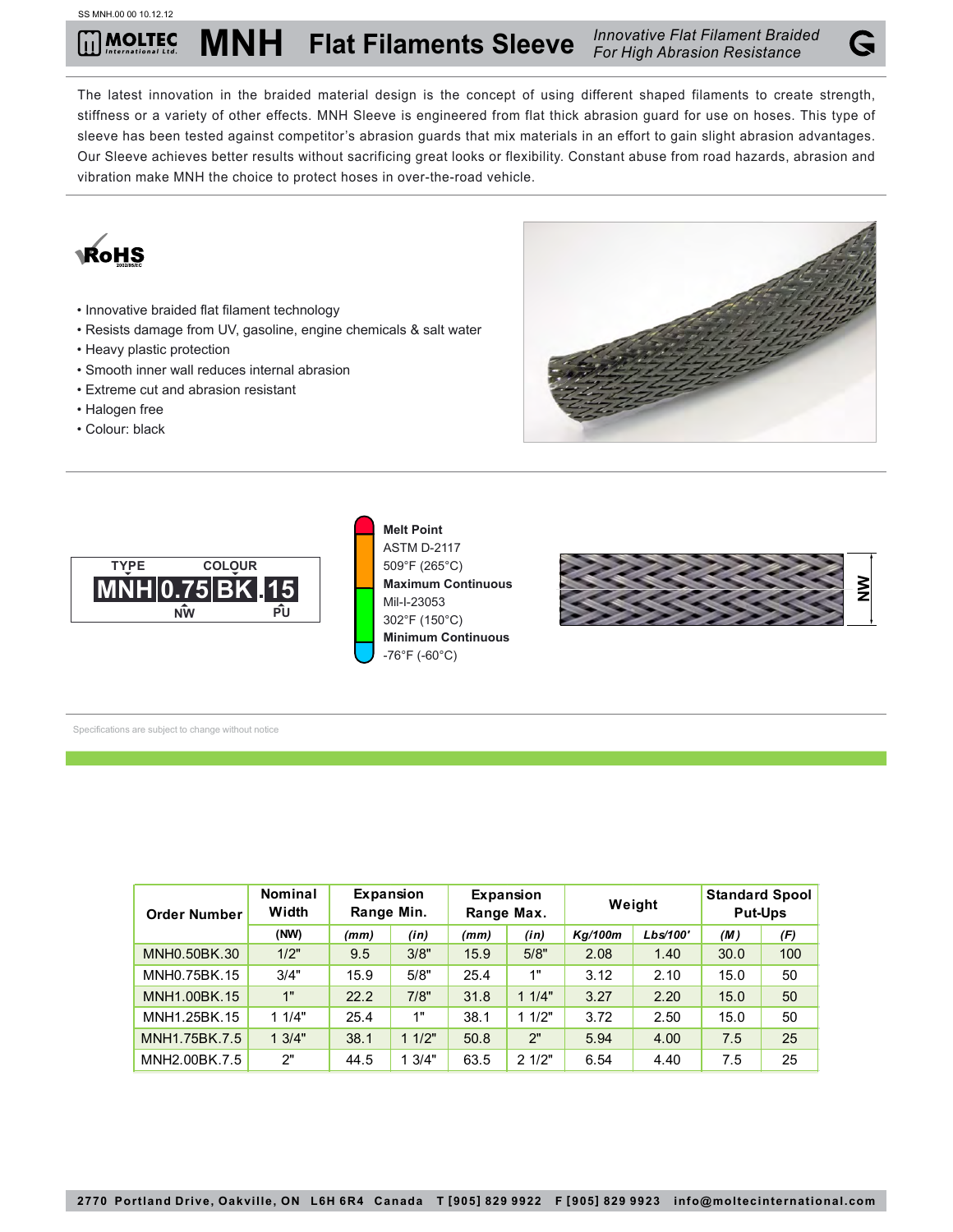SS MNH.00 00 10.12.12

# MNH Flat Filaments Sleeve

*Innovative Flat Filament Braided For High Abrasion Resistance*

The latest innovation in the braided material design is the concept of using different shaped filaments to create strength, stiffness or a variety of other effects. MNH Sleeve is engineered from flat thick abrasion guard for use on hoses. This type of sleeve has been tested against competitor's abrasion guards that mix materials in an effort to gain slight abrasion advantages. Our Sleeve achieves better results without sacrificing great looks or flexibility. Constant abuse from road hazards, abrasion and vibration make MNH the choice to protect hoses in over-the-road vehicle.

RoHS 2002/95/EC

- Innovative braided flat filament technology
- Resists damage from UV, gasoline, engine chemicals & salt water
- Heavy plastic protection
- Smooth inner wall reduces internal abrasion
- Extreme cut and abrasion resistant
- Halogen free
- Colour: black

TYPE | COLOUR
**MNH 0.75 BK . 15**
NW | PU

**Melt Point**
ASTM D-2117
509°F (265°C)
**Maximum Continuous**
Mil-I-23053
302°F (150°C)
**Minimum Continuous**
-76°F (-60°C)

NW

Specifications are subject to change without notice

| Order Number | Nominal Width | Expansion Range Min. | | Expansion Range Max. | | Weight | | Standard Spool Put-Ups | |
|---|---|---|---|---|---|---|---|---|---|
| | (NW) | (mm) | (in) | (mm) | (in) | Kg/100m | Lbs/100' | (M) | (F) |
| MNH0.50BK.30 | 1/2" | 9.5 | 3/8" | 15.9 | 5/8" | 2.08 | 1.40 | 30.0 | 100 |
| MNH0.75BK.15 | 3/4" | 15.9 | 5/8" | 25.4 | 1" | 3.12 | 2.10 | 15.0 | 50 |
| MNH1.00BK.15 | 1" | 22.2 | 7/8" | 31.8 | 1 1/4" | 3.27 | 2.20 | 15.0 | 50 |
| MNH1.25BK.15 | 1 1/4" | 25.4 | 1" | 38.1 | 1 1/2" | 3.72 | 2.50 | 15.0 | 50 |
| MNH1.75BK.7.5 | 1 3/4" | 38.1 | 1 1/2" | 50.8 | 2" | 5.94 | 4.00 | 7.5 | 25 |
| MNH2.00BK.7.5 | 2" | 44.5 | 1 3/4" | 63.5 | 2 1/2" | 6.54 | 4.40 | 7.5 | 25 |

2770 Portland Drive, Oakville, ON L6H 6R4 Canada T [905] 829 9922 F [905] 829 9923 info@moltecinternational.com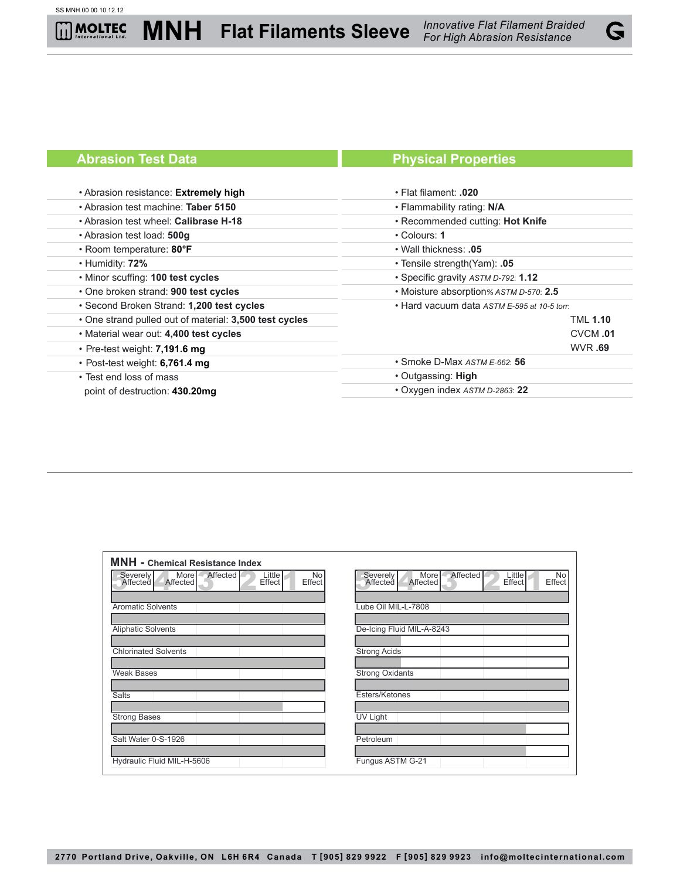# MOLTEC International Ltd. — MNH Flat Filaments Sleeve

*Innovative Flat Filament Braided For High Abrasion Resistance*

## Abrasion Test Data

- Abrasion resistance: **Extremely high**
- Abrasion test machine: **Taber 5150**
- Abrasion test wheel: **Calibrase H-18**
- Abrasion test load: **500g**
- Room temperature: **80°F**
- Humidity: **72%**
- Minor scuffing: **100 test cycles**
- One broken strand: **900 test cycles**
- Second Broken Strand: **1,200 test cycles**
- One strand pulled out of material: **3,500 test cycles**
- Material wear out: **4,400 test cycles**
- Pre-test weight: **7,191.6 mg**
- Post-test weight: **6,761.4 mg**
- Test end loss of mass point of destruction: **430.20mg**

## Physical Properties

- Flat filament: **.020**
- Flammability rating: **N/A**
- Recommended cutting: **Hot Knife**
- Colours: **1**
- Wall thickness: **.05**
- Tensile strength(Yam): **.05**
- Specific gravity *ASTM D-792*: **1.12**
- Moisture absorption*% ASTM D-570*: **2.5**
- Hard vacuum data *ASTM E-595 at 10-5 torr*:
  - TML **1.10**
  - CVCM **.01**
  - WVR **.69**
- Smoke D-Max *ASTM E-662*: **56**
- Outgassing: **High**
- Oxygen index *ASTM D-2863*: **22**

## MNH - Chemical Resistance Index

Scale: 5 Severely Affected | 4 More Affected | 3 Affected | 2 Little Effect | 1 No Effect

| Chemical | Rating |
|---|---|
| Aromatic Solvents | No Effect |
| Aliphatic Solvents | No Effect |
| Chlorinated Solvents | No Effect |
| Weak Bases | No Effect |
| Salts | No Effect |
| Strong Bases | Little Effect |
| Salt Water 0-S-1926 | No Effect |
| Hydraulic Fluid MIL-H-5606 | No Effect |
| Lube Oil MIL-L-7808 | No Effect |
| De-Icing Fluid MIL-A-8243 | No Effect |
| Strong Acids | Severely Affected |
| Strong Oxidants | Severely Affected |
| Esters/Ketones | No Effect |
| UV Light | No Effect |
| Petroleum | Little Effect |
| Fungus ASTM G-21 | Little Effect |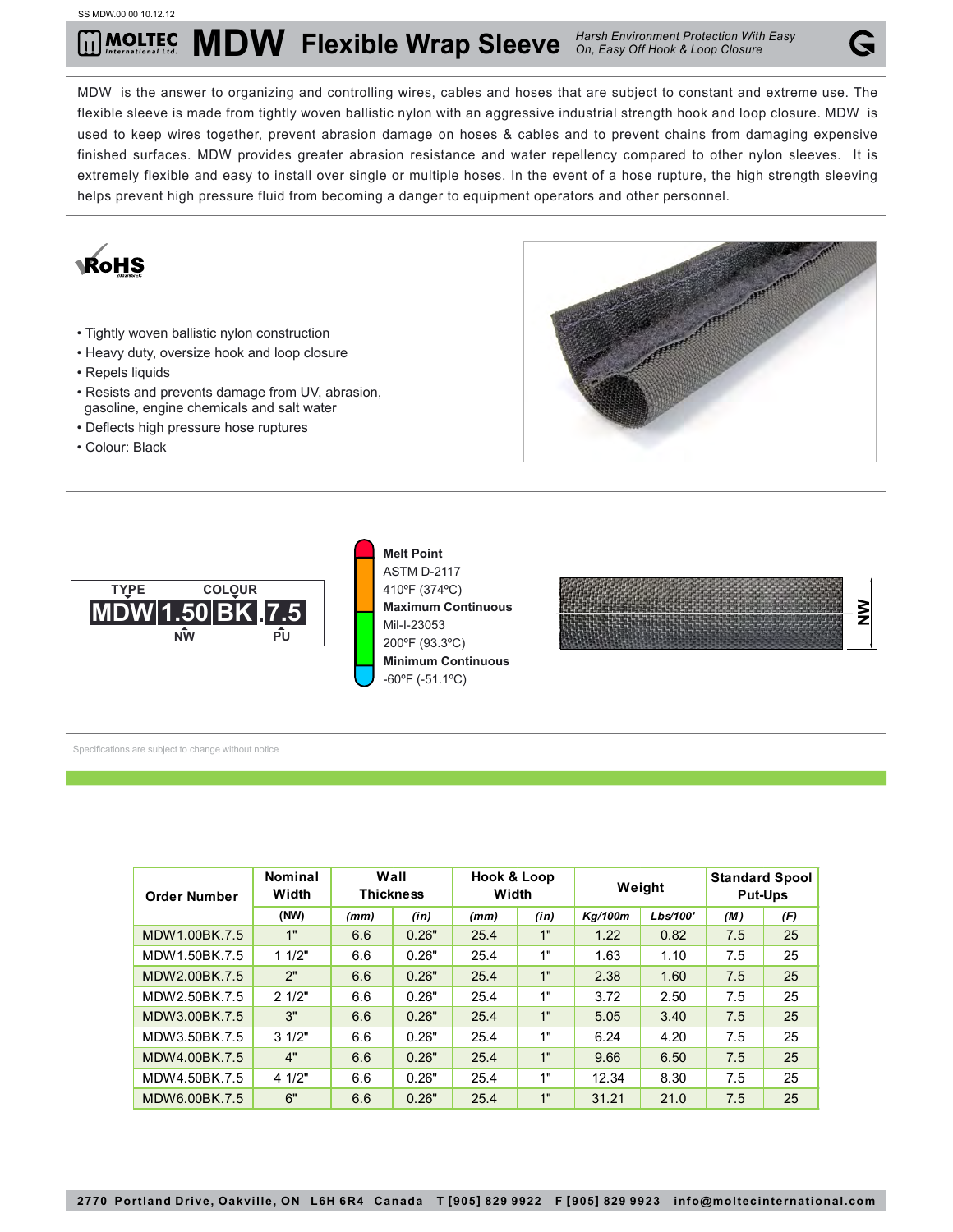SS MDW.00 00 10.12.12

# MOLTEC International Ltd. MDW Flexible Wrap Sleeve

*Harsh Environment Protection With Easy On, Easy Off Hook & Loop Closure*

MDW is the answer to organizing and controlling wires, cables and hoses that are subject to constant and extreme use. The flexible sleeve is made from tightly woven ballistic nylon with an aggressive industrial strength hook and loop closure. MDW is used to keep wires together, prevent abrasion damage on hoses & cables and to prevent chains from damaging expensive finished surfaces. MDW provides greater abrasion resistance and water repellency compared to other nylon sleeves. It is extremely flexible and easy to install over single or multiple hoses. In the event of a hose rupture, the high strength sleeving helps prevent high pressure fluid from becoming a danger to equipment operators and other personnel.

RoHS 2002/95/EC

- Tightly woven ballistic nylon construction
- Heavy duty, oversize hook and loop closure
- Repels liquids
- Resists and prevents damage from UV, abrasion, gasoline, engine chemicals and salt water
- Deflects high pressure hose ruptures
- Colour: Black

TYPE: MDW | NW: 1.50 | COLOUR: BK | PU: 7.5

**Melt Point**
ASTM D-2117
410ºF (374ºC)
**Maximum Continuous**
Mil-I-23053
200ºF (93.3ºC)
**Minimum Continuous**
-60ºF (-51.1ºC)

NW

Specifications are subject to change without notice

| Order Number | Nominal Width | Wall Thickness | | Hook & Loop Width | | Weight | | Standard Spool Put-Ups | |
|---|---|---|---|---|---|---|---|---|---|
| | (NW) | *(mm)* | *(in)* | *(mm)* | *(in)* | *Kg/100m* | *Lbs/100'* | *(M)* | *(F)* |
| MDW1.00BK.7.5 | 1" | 6.6 | 0.26" | 25.4 | 1" | 1.22 | 0.82 | 7.5 | 25 |
| MDW1.50BK.7.5 | 1 1/2" | 6.6 | 0.26" | 25.4 | 1" | 1.63 | 1.10 | 7.5 | 25 |
| MDW2.00BK.7.5 | 2" | 6.6 | 0.26" | 25.4 | 1" | 2.38 | 1.60 | 7.5 | 25 |
| MDW2.50BK.7.5 | 2 1/2" | 6.6 | 0.26" | 25.4 | 1" | 3.72 | 2.50 | 7.5 | 25 |
| MDW3.00BK.7.5 | 3" | 6.6 | 0.26" | 25.4 | 1" | 5.05 | 3.40 | 7.5 | 25 |
| MDW3.50BK.7.5 | 3 1/2" | 6.6 | 0.26" | 25.4 | 1" | 6.24 | 4.20 | 7.5 | 25 |
| MDW4.00BK.7.5 | 4" | 6.6 | 0.26" | 25.4 | 1" | 9.66 | 6.50 | 7.5 | 25 |
| MDW4.50BK.7.5 | 4 1/2" | 6.6 | 0.26" | 25.4 | 1" | 12.34 | 8.30 | 7.5 | 25 |
| MDW6.00BK.7.5 | 6" | 6.6 | 0.26" | 25.4 | 1" | 31.21 | 21.0 | 7.5 | 25 |

2770 Portland Drive, Oakville, ON L6H 6R4 Canada T [905] 829 9922 F [905] 829 9923 info@moltecinternational.com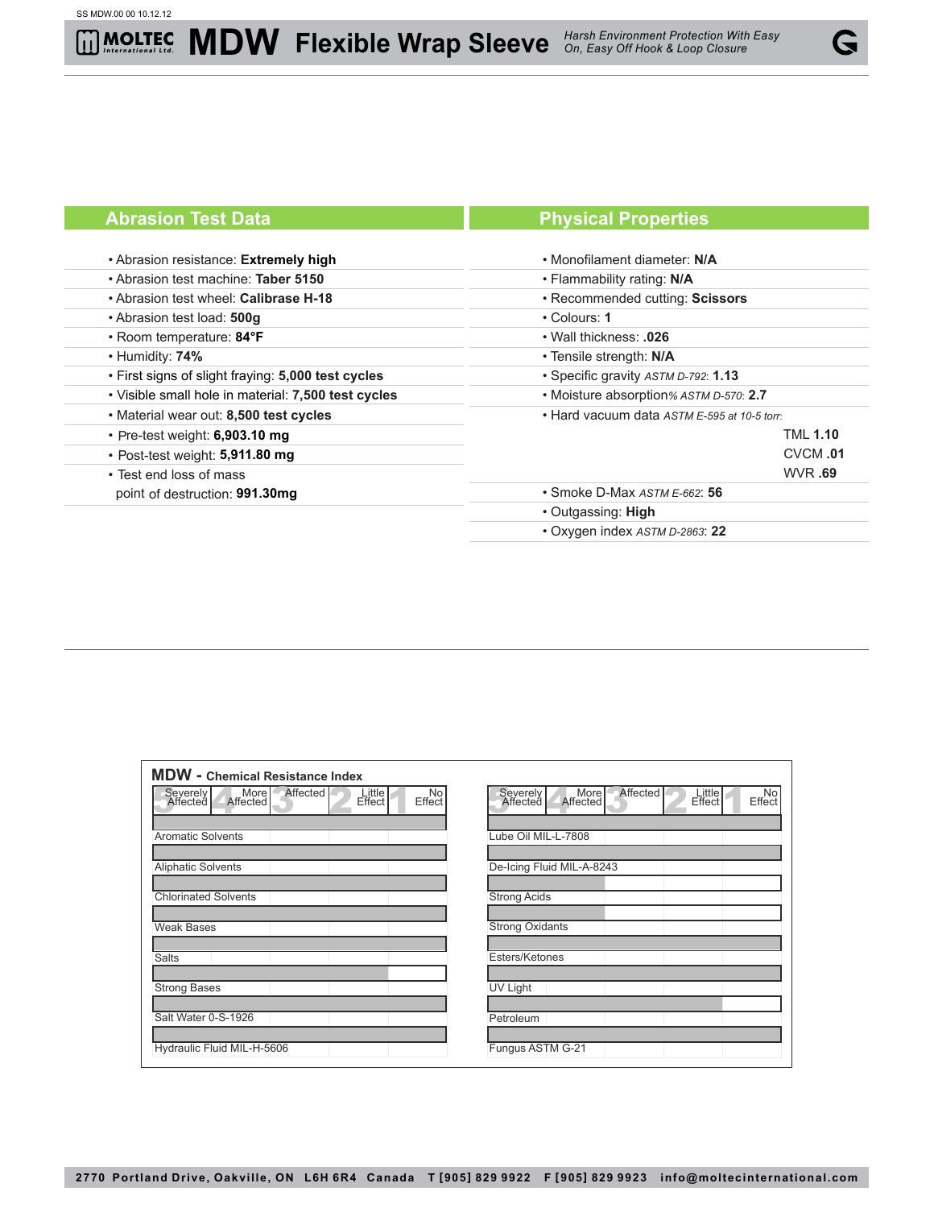# MOLTEC International Ltd. MDW Flexible Wrap Sleeve

*Harsh Environment Protection With Easy On, Easy Off Hook & Loop Closure*

## Abrasion Test Data

- Abrasion resistance: **Extremely high**
- Abrasion test machine: **Taber 5150**
- Abrasion test wheel: **Calibrase H-18**
- Abrasion test load: **500g**
- Room temperature: **84°F**
- Humidity: **74%**
- First signs of slight fraying: **5,000 test cycles**
- Visible small hole in material: **7,500 test cycles**
- Material wear out: **8,500 test cycles**
- Pre-test weight: **6,903.10 mg**
- Post-test weight: **5,911.80 mg**
- Test end loss of mass point of destruction: **991.30mg**

## Physical Properties

- Monofilament diameter: **N/A**
- Flammability rating: **N/A**
- Recommended cutting: **Scissors**
- Colours: **1**
- Wall thickness: **.026**
- Tensile strength: **N/A**
- Specific gravity *ASTM D-792*: **1.13**
- Moisture absorption*% ASTM D-570*: **2.7**
- Hard vacuum data *ASTM E-595 at 10-5 torr*:
  - TML **1.10**
  - CVCM **.01**
  - WVR **.69**
- Smoke D-Max *ASTM E-662*: **56**
- Outgassing: **High**
- Oxygen index *ASTM D-2863*: **22**

## MDW - Chemical Resistance Index

Scale: 5 Severely Affected | 4 More Affected | 3 Affected | 2 Little Effect | 1 No Effect

| Chemical | Rating |
|---|---|
| Aromatic Solvents | No Effect |
| Aliphatic Solvents | No Effect |
| Chlorinated Solvents | No Effect |
| Weak Bases | No Effect |
| Salts | No Effect |
| Strong Bases | Little Effect |
| Salt Water 0-S-1926 | No Effect |
| Hydraulic Fluid MIL-H-5606 | No Effect |
| Lube Oil MIL-L-7808 | No Effect |
| De-Icing Fluid MIL-A-8243 | No Effect |
| Strong Acids | More Affected |
| Strong Oxidants | More Affected |
| Esters/Ketones | No Effect |
| UV Light | No Effect |
| Petroleum | Little Effect |
| Fungus ASTM G-21 | No Effect |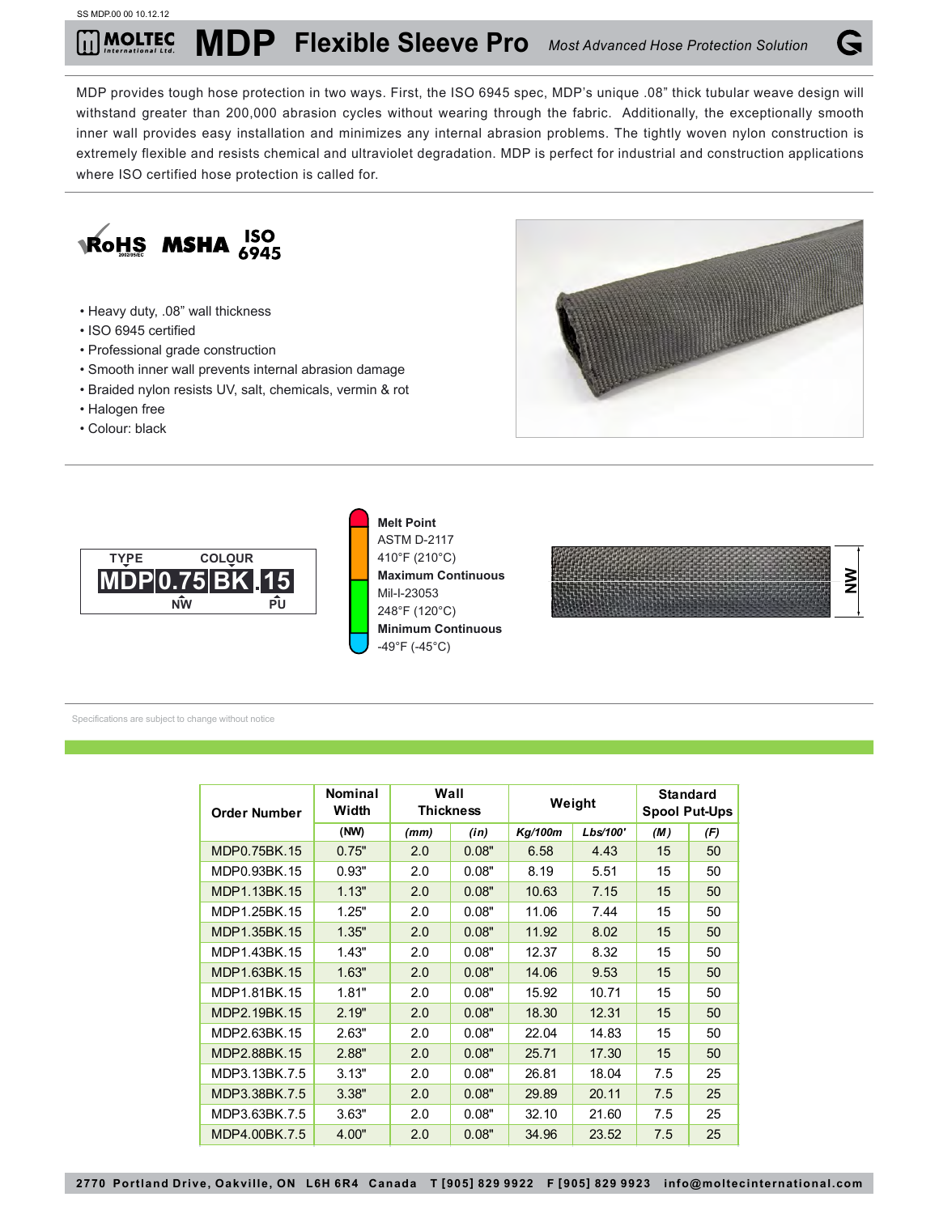SS MDP.00 00 10.12.12

# MDP Flexible Sleeve Pro

*Most Advanced Hose Protection Solution*

MDP provides tough hose protection in two ways. First, the ISO 6945 spec, MDP's unique .08" thick tubular weave design will withstand greater than 200,000 abrasion cycles without wearing through the fabric. Additionally, the exceptionally smooth inner wall provides easy installation and minimizes any internal abrasion problems. The tightly woven nylon construction is extremely flexible and resists chemical and ultraviolet degradation. MDP is perfect for industrial and construction applications where ISO certified hose protection is called for.

RoHS 2002/95/EC MSHA ISO 6945

- Heavy duty, .08" wall thickness
- ISO 6945 certified
- Professional grade construction
- Smooth inner wall prevents internal abrasion damage
- Braided nylon resists UV, salt, chemicals, vermin & rot
- Halogen free
- Colour: black

TYPE COLOUR
MDP 0.75 BK .15
NW PU

**Melt Point**
ASTM D-2117
410°F (210°C)
**Maximum Continuous**
Mil-I-23053
248°F (120°C)
**Minimum Continuous**
-49°F (-45°C)

NW

Specifications are subject to change without notice

| Order Number | Nominal Width | Wall Thickness | | Weight | | Standard Spool Put-Ups | |
|---|---|---|---|---|---|---|---|
| | (NW) | (mm) | (in) | Kg/100m | Lbs/100' | (M) | (F) |
| MDP0.75BK.15 | 0.75" | 2.0 | 0.08" | 6.58 | 4.43 | 15 | 50 |
| MDP0.93BK.15 | 0.93" | 2.0 | 0.08" | 8.19 | 5.51 | 15 | 50 |
| MDP1.13BK.15 | 1.13" | 2.0 | 0.08" | 10.63 | 7.15 | 15 | 50 |
| MDP1.25BK.15 | 1.25" | 2.0 | 0.08" | 11.06 | 7.44 | 15 | 50 |
| MDP1.35BK.15 | 1.35" | 2.0 | 0.08" | 11.92 | 8.02 | 15 | 50 |
| MDP1.43BK.15 | 1.43" | 2.0 | 0.08" | 12.37 | 8.32 | 15 | 50 |
| MDP1.63BK.15 | 1.63" | 2.0 | 0.08" | 14.06 | 9.53 | 15 | 50 |
| MDP1.81BK.15 | 1.81" | 2.0 | 0.08" | 15.92 | 10.71 | 15 | 50 |
| MDP2.19BK.15 | 2.19" | 2.0 | 0.08" | 18.30 | 12.31 | 15 | 50 |
| MDP2.63BK.15 | 2.63" | 2.0 | 0.08" | 22.04 | 14.83 | 15 | 50 |
| MDP2.88BK.15 | 2.88" | 2.0 | 0.08" | 25.71 | 17.30 | 15 | 50 |
| MDP3.13BK.7.5 | 3.13" | 2.0 | 0.08" | 26.81 | 18.04 | 7.5 | 25 |
| MDP3.38BK.7.5 | 3.38" | 2.0 | 0.08" | 29.89 | 20.11 | 7.5 | 25 |
| MDP3.63BK.7.5 | 3.63" | 2.0 | 0.08" | 32.10 | 21.60 | 7.5 | 25 |
| MDP4.00BK.7.5 | 4.00" | 2.0 | 0.08" | 34.96 | 23.52 | 7.5 | 25 |

2770 Portland Drive, Oakville, ON L6H 6R4 Canada T [905] 829 9922 F [905] 829 9923 info@moltecinternational.com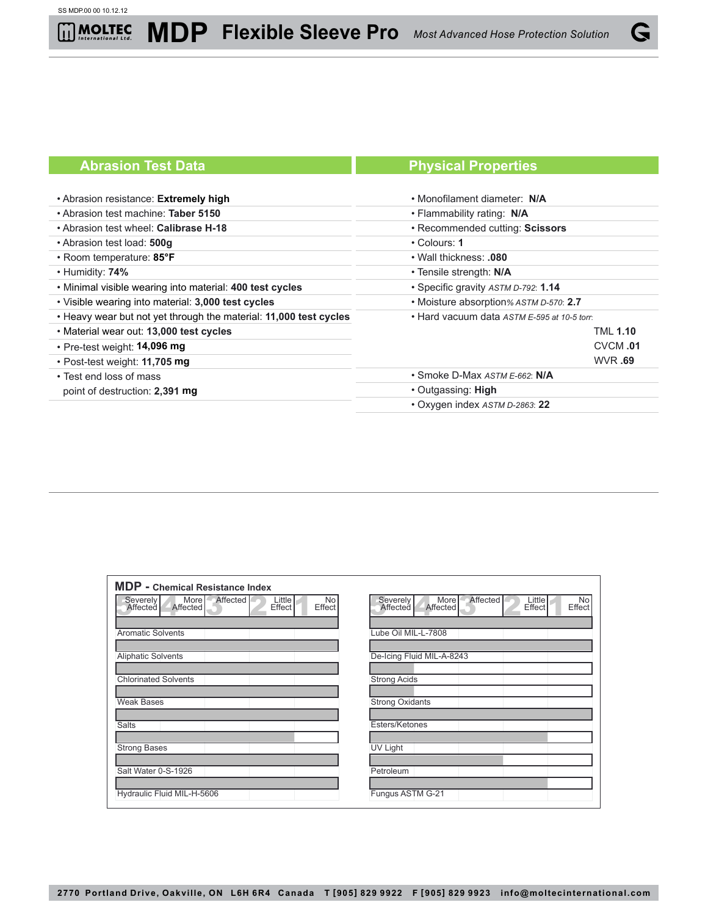# MDP Flexible Sleeve Pro

*Most Advanced Hose Protection Solution*

## Abrasion Test Data

- Abrasion resistance: **Extremely high**
- Abrasion test machine: **Taber 5150**
- Abrasion test wheel: **Calibrase H-18**
- Abrasion test load: **500g**
- Room temperature: **85°F**
- Humidity: **74%**
- Minimal visible wearing into material: **400 test cycles**
- Visible wearing into material: **3,000 test cycles**
- Heavy wear but not yet through the material: **11,000 test cycles**
- Material wear out: **13,000 test cycles**
- Pre-test weight: **14,096 mg**
- Post-test weight: **11,705 mg**
- Test end loss of mass point of destruction: **2,391 mg**

## Physical Properties

- Monofilament diameter: **N/A**
- Flammability rating: **N/A**
- Recommended cutting: **Scissors**
- Colours: **1**
- Wall thickness: **.080**
- Tensile strength: **N/A**
- Specific gravity *ASTM D-792*: **1.14**
- Moisture absorption% *ASTM D-570*: **2.7**
- Hard vacuum data *ASTM E-595 at 10-5 torr*:
  - TML **1.10**
  - CVCM **.01**
  - WVR **.69**
- Smoke D-Max *ASTM E-662*: **N/A**
- Outgassing: **High**
- Oxygen index *ASTM D-2863*: **22**

## MDP - Chemical Resistance Index

| | 5 Severely Affected | 4 More Affected | 3 Affected | 2 Little Effect | 1 No Effect |
|---|---|---|---|---|---|
| Aromatic Solvents | ■ | ■ | ■ | ■ | ■ |
| Aliphatic Solvents | ■ | ■ | ■ | ■ | ■ |
| Chlorinated Solvents | ■ | ■ | ■ | ■ | ■ |
| Weak Bases | ■ | ■ | ■ | ■ | ■ |
| Salts | ■ | ■ | ■ | ■ | ■ |
| Strong Bases | ■ | ■ | ■ | ■ | |
| Salt Water 0-S-1926 | ■ | ■ | ■ | ■ | ■ |
| Hydraulic Fluid MIL-H-5606 | ■ | ■ | ■ | ■ | ■ |
| Lube Oil MIL-L-7808 | ■ | ■ | ■ | ■ | ■ |
| De-Icing Fluid MIL-A-8243 | ■ | ■ | ■ | ■ | ■ |
| Strong Acids | ■ | | | | |
| Strong Oxidants | ■ | | | | |
| Esters/Ketones | ■ | ■ | ■ | ■ | ■ |
| UV Light | ■ | ■ | ■ | ■ | |
| Petroleum | ■ | ■ | ■ | | |
| Fungus ASTM G-21 | ■ | ■ | ■ | ■ | |

2770 Portland Drive, Oakville, ON L6H 6R4 Canada T [905] 829 9922 F [905] 829 9923 info@moltecinternational.com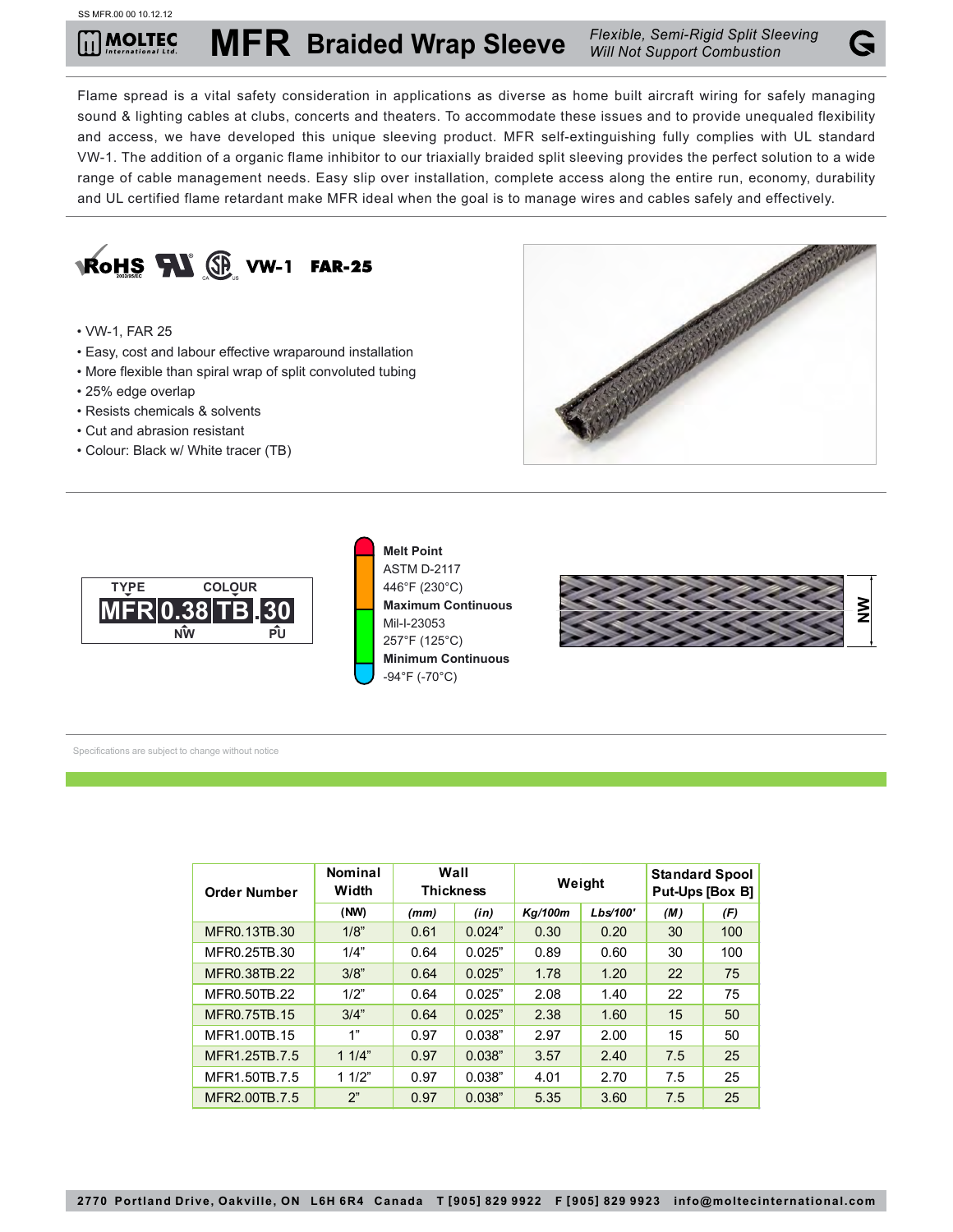SS MFR.00 00 10.12.12

# MFR Braided Wrap Sleeve

*Flexible, Semi-Rigid Split Sleeving*
*Will Not Support Combustion*

Flame spread is a vital safety consideration in applications as diverse as home built aircraft wiring for safely managing sound & lighting cables at clubs, concerts and theaters. To accommodate these issues and to provide unequaled flexibility and access, we have developed this unique sleeving product. MFR self-extinguishing fully complies with UL standard VW-1. The addition of a organic flame inhibitor to our triaxially braided split sleeving provides the perfect solution to a wide range of cable management needs. Easy slip over installation, complete access along the entire run, economy, durability and UL certified flame retardant make MFR ideal when the goal is to manage wires and cables safely and effectively.

RoHS 2002/95/EC  VW-1  FAR-25

- VW-1, FAR 25
- Easy, cost and labour effective wraparound installation
- More flexible than spiral wrap of split convoluted tubing
- 25% edge overlap
- Resists chemicals & solvents
- Cut and abrasion resistant
- Colour: Black w/ White tracer (TB)

TYPE | COLOUR
MFR 0.38 TB .30
NW | PU

**Melt Point**
ASTM D-2117
446°F (230°C)
**Maximum Continuous**
Mil-I-23053
257°F (125°C)
**Minimum Continuous**
-94°F (-70°C)

NW

Specifications are subject to change without notice

| Order Number | Nominal Width | Wall Thickness | | Weight | | Standard Spool Put-Ups [Box B] | |
|---|---|---|---|---|---|---|---|
| | (NW) | *(mm)* | *(in)* | *Kg/100m* | *Lbs/100'* | *(M)* | *(F)* |
| MFR0.13TB.30 | 1/8” | 0.61 | 0.024” | 0.30 | 0.20 | 30 | 100 |
| MFR0.25TB.30 | 1/4” | 0.64 | 0.025” | 0.89 | 0.60 | 30 | 100 |
| MFR0.38TB.22 | 3/8” | 0.64 | 0.025” | 1.78 | 1.20 | 22 | 75 |
| MFR0.50TB.22 | 1/2” | 0.64 | 0.025” | 2.08 | 1.40 | 22 | 75 |
| MFR0.75TB.15 | 3/4” | 0.64 | 0.025” | 2.38 | 1.60 | 15 | 50 |
| MFR1.00TB.15 | 1” | 0.97 | 0.038” | 2.97 | 2.00 | 15 | 50 |
| MFR1.25TB.7.5 | 1 1/4” | 0.97 | 0.038” | 3.57 | 2.40 | 7.5 | 25 |
| MFR1.50TB.7.5 | 1 1/2” | 0.97 | 0.038” | 4.01 | 2.70 | 7.5 | 25 |
| MFR2.00TB.7.5 | 2” | 0.97 | 0.038” | 5.35 | 3.60 | 7.5 | 25 |

2770 Portland Drive, Oakville, ON L6H 6R4 Canada T [905] 829 9922 F [905] 829 9923 info@moltecinternational.com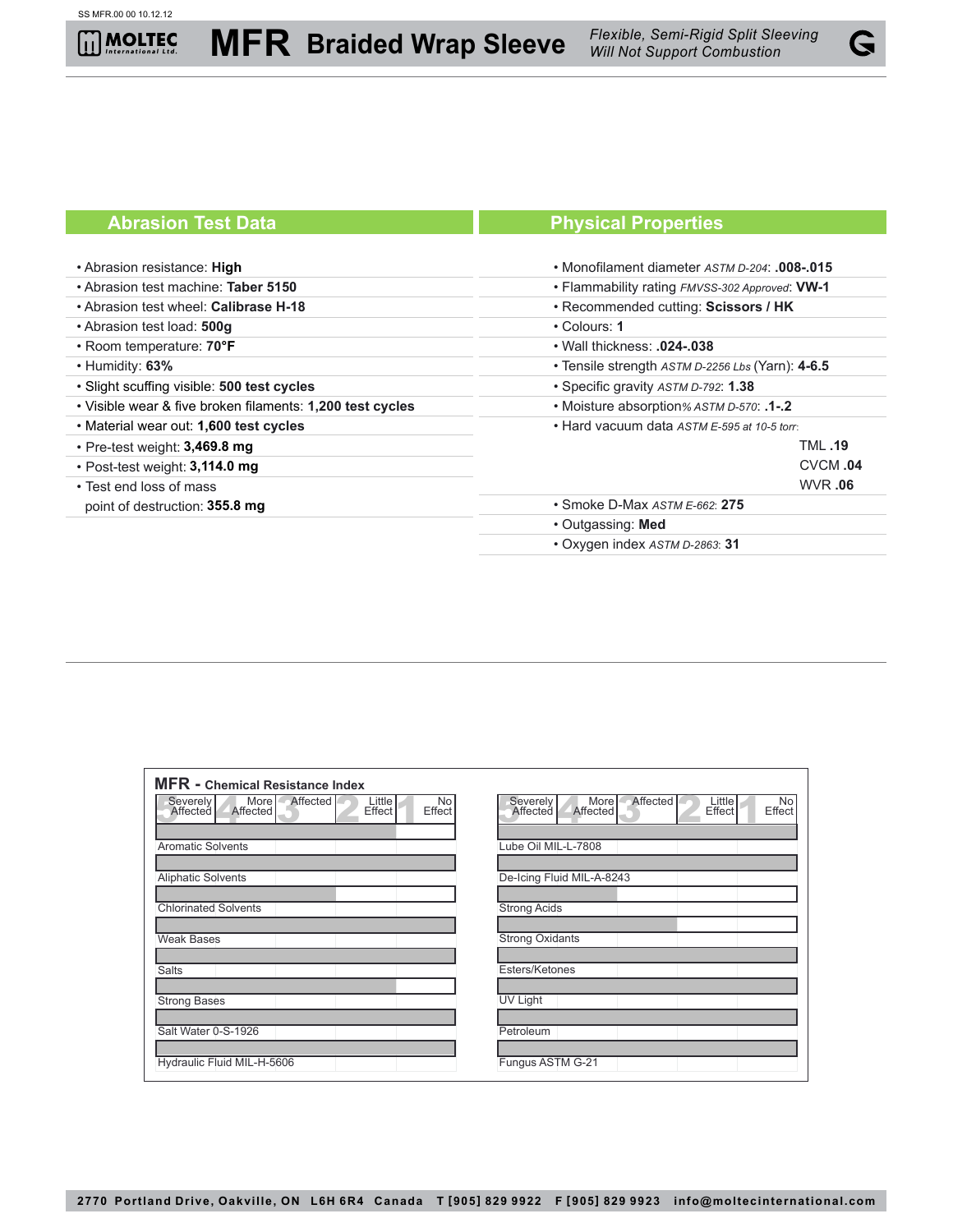# MFR Braided Wrap Sleeve

*Flexible, Semi-Rigid Split Sleeving*
*Will Not Support Combustion*

## Abrasion Test Data

- Abrasion resistance: **High**
- Abrasion test machine: **Taber 5150**
- Abrasion test wheel: **Calibrase H-18**
- Abrasion test load: **500g**
- Room temperature: **70°F**
- Humidity: **63%**
- Slight scuffing visible: **500 test cycles**
- Visible wear & five broken filaments: **1,200 test cycles**
- Material wear out: **1,600 test cycles**
- Pre-test weight: **3,469.8 mg**
- Post-test weight: **3,114.0 mg**
- Test end loss of mass point of destruction: **355.8 mg**

## Physical Properties

- Monofilament diameter *ASTM D-204*: **.008-.015**
- Flammability rating *FMVSS-302 Approved*: **VW-1**
- Recommended cutting: **Scissors / HK**
- Colours: **1**
- Wall thickness: **.024-.038**
- Tensile strength *ASTM D-2256 Lbs* (Yarn): **4-6.5**
- Specific gravity *ASTM D-792*: **1.38**
- Moisture absorption% *ASTM D-570*: **.1-.2**
- Hard vacuum data *ASTM E-595 at 10-5 torr*:
  - TML **.19**
  - CVCM **.04**
  - WVR **.06**
- Smoke D-Max *ASTM E-662*: **275**
- Outgassing: **Med**
- Oxygen index *ASTM D-2863*: **31**

## MFR - Chemical Resistance Index

| Chemical | 5 Severely Affected | 4 More Affected | 3 Affected | 2 Little Effect | 1 No Effect |
|---|---|---|---|---|---|
| Aromatic Solvents | | | | X | |
| Aliphatic Solvents | | | | | X |
| Chlorinated Solvents | | | X | | |
| Weak Bases | | | | | X |
| Salts | | | | | X |
| Strong Bases | | | | X | |
| Salt Water 0-S-1926 | | | | | X |
| Hydraulic Fluid MIL-H-5606 | | | | | X |
| Lube Oil MIL-L-7808 | | | | | X |
| De-Icing Fluid MIL-A-8243 | | | | | X |
| Strong Acids | | X | | | |
| Strong Oxidants | | | X | | |
| Esters/Ketones | | | | | X |
| UV Light | | | | | X |
| Petroleum | | | | | X |
| Fungus ASTM G-21 | | | | | X |

2770 Portland Drive, Oakville, ON L6H 6R4 Canada T [905] 829 9922 F [905] 829 9923 info@moltecinternational.com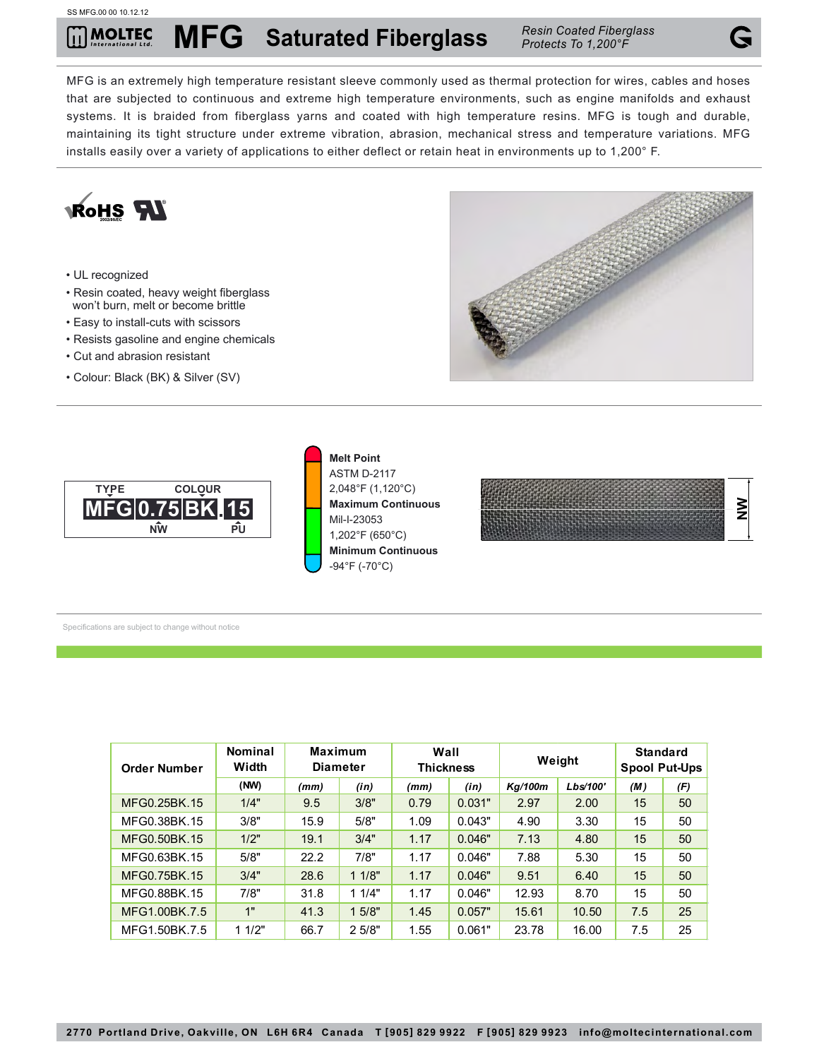SS MFG.00 00 10.12.12

# MFG Saturated Fiberglass

*Resin Coated Fiberglass*
*Protects To 1,200°F*

MFG is an extremely high temperature resistant sleeve commonly used as thermal protection for wires, cables and hoses that are subjected to continuous and extreme high temperature environments, such as engine manifolds and exhaust systems. It is braided from fiberglass yarns and coated with high temperature resins. MFG is tough and durable, maintaining its tight structure under extreme vibration, abrasion, mechanical stress and temperature variations. MFG installs easily over a variety of applications to either deflect or retain heat in environments up to 1,200° F.

- UL recognized
- Resin coated, heavy weight fiberglass won't burn, melt or become brittle
- Easy to install-cuts with scissors
- Resists gasoline and engine chemicals
- Cut and abrasion resistant
- Colour: Black (BK) & Silver (SV)

TYPE: MFG | NW: 0.75 | COLOUR: BK | PU: 15

**Melt Point**
ASTM D-2117
2,048°F (1,120°C)

**Maximum Continuous**
Mil-I-23053
1,202°F (650°C)

**Minimum Continuous**
-94°F (-70°C)

Specifications are subject to change without notice

| Order Number | Nominal Width | Maximum Diameter | | Wall Thickness | | Weight | | Standard Spool Put-Ups | |
|---|---|---|---|---|---|---|---|---|---|
| | (NW) | *(mm)* | *(in)* | *(mm)* | *(in)* | *Kg/100m* | *Lbs/100'* | *(M)* | *(F)* |
| MFG0.25BK.15 | 1/4" | 9.5 | 3/8" | 0.79 | 0.031" | 2.97 | 2.00 | 15 | 50 |
| MFG0.38BK.15 | 3/8" | 15.9 | 5/8" | 1.09 | 0.043" | 4.90 | 3.30 | 15 | 50 |
| MFG0.50BK.15 | 1/2" | 19.1 | 3/4" | 1.17 | 0.046" | 7.13 | 4.80 | 15 | 50 |
| MFG0.63BK.15 | 5/8" | 22.2 | 7/8" | 1.17 | 0.046" | 7.88 | 5.30 | 15 | 50 |
| MFG0.75BK.15 | 3/4" | 28.6 | 1 1/8" | 1.17 | 0.046" | 9.51 | 6.40 | 15 | 50 |
| MFG0.88BK.15 | 7/8" | 31.8 | 1 1/4" | 1.17 | 0.046" | 12.93 | 8.70 | 15 | 50 |
| MFG1.00BK.7.5 | 1" | 41.3 | 1 5/8" | 1.45 | 0.057" | 15.61 | 10.50 | 7.5 | 25 |
| MFG1.50BK.7.5 | 1 1/2" | 66.7 | 2 5/8" | 1.55 | 0.061" | 23.78 | 16.00 | 7.5 | 25 |

2770 Portland Drive, Oakville, ON L6H 6R4 Canada T [905] 829 9922 F [905] 829 9923 info@moltecinternational.com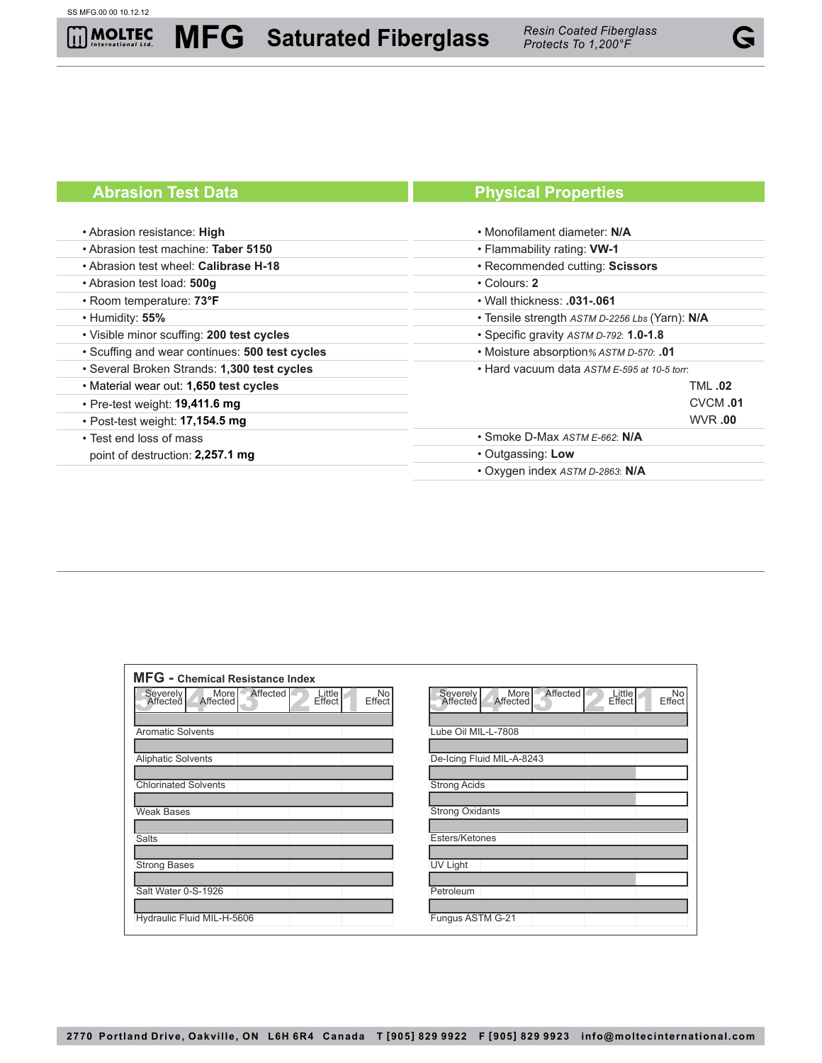# MOLTEC International Ltd. — MFG Saturated Fiberglass

*Resin Coated Fiberglass Protects To 1,200°F*

## Abrasion Test Data

- Abrasion resistance: **High**
- Abrasion test machine: **Taber 5150**
- Abrasion test wheel: **Calibrase H-18**
- Abrasion test load: **500g**
- Room temperature: **73°F**
- Humidity: **55%**
- Visible minor scuffing: **200 test cycles**
- Scuffing and wear continues: **500 test cycles**
- Several Broken Strands: **1,300 test cycles**
- Material wear out: **1,650 test cycles**
- Pre-test weight: **19,411.6 mg**
- Post-test weight: **17,154.5 mg**
- Test end loss of mass point of destruction: **2,257.1 mg**

## Physical Properties

- Monofilament diameter: **N/A**
- Flammability rating: **VW-1**
- Recommended cutting: **Scissors**
- Colours: **2**
- Wall thickness: **.031-.061**
- Tensile strength *ASTM D-2256 Lbs* (Yarn): **N/A**
- Specific gravity *ASTM D-792*: **1.0-1.8**
- Moisture absorption*% ASTM D-570*: **.01**
- Hard vacuum data *ASTM E-595 at 10-5 torr*:
  - TML **.02**
  - CVCM **.01**
  - WVR **.00**
- Smoke D-Max *ASTM E-662*: **N/A**
- Outgassing: **Low**
- Oxygen index *ASTM D-2863*: **N/A**

## MFG - Chemical Resistance Index

Rating scale: 5 Severely Affected, 4 More Affected, 3 Affected, 2 Little Effect, 1 No Effect

| Chemical | Rating |
|---|---|
| Aromatic Solvents | 1 No Effect |
| Aliphatic Solvents | 1 No Effect |
| Chlorinated Solvents | 1 No Effect |
| Weak Bases | 1 No Effect |
| Salts | 1 No Effect |
| Strong Bases | 1 No Effect |
| Salt Water 0-S-1926 | 1 No Effect |
| Hydraulic Fluid MIL-H-5606 | 1 No Effect |
| Lube Oil MIL-L-7808 | 1 No Effect |
| De-Icing Fluid MIL-A-8243 | 1 No Effect |
| Strong Acids | 2 Little Effect |
| Strong Oxidants | 2 Little Effect |
| Esters/Ketones | 1 No Effect |
| UV Light | 1 No Effect |
| Petroleum | 2 Little Effect |
| Fungus ASTM G-21 | 1 No Effect |

2770 Portland Drive, Oakville, ON L6H 6R4 Canada T [905] 829 9922 F [905] 829 9923 info@moltecinternational.com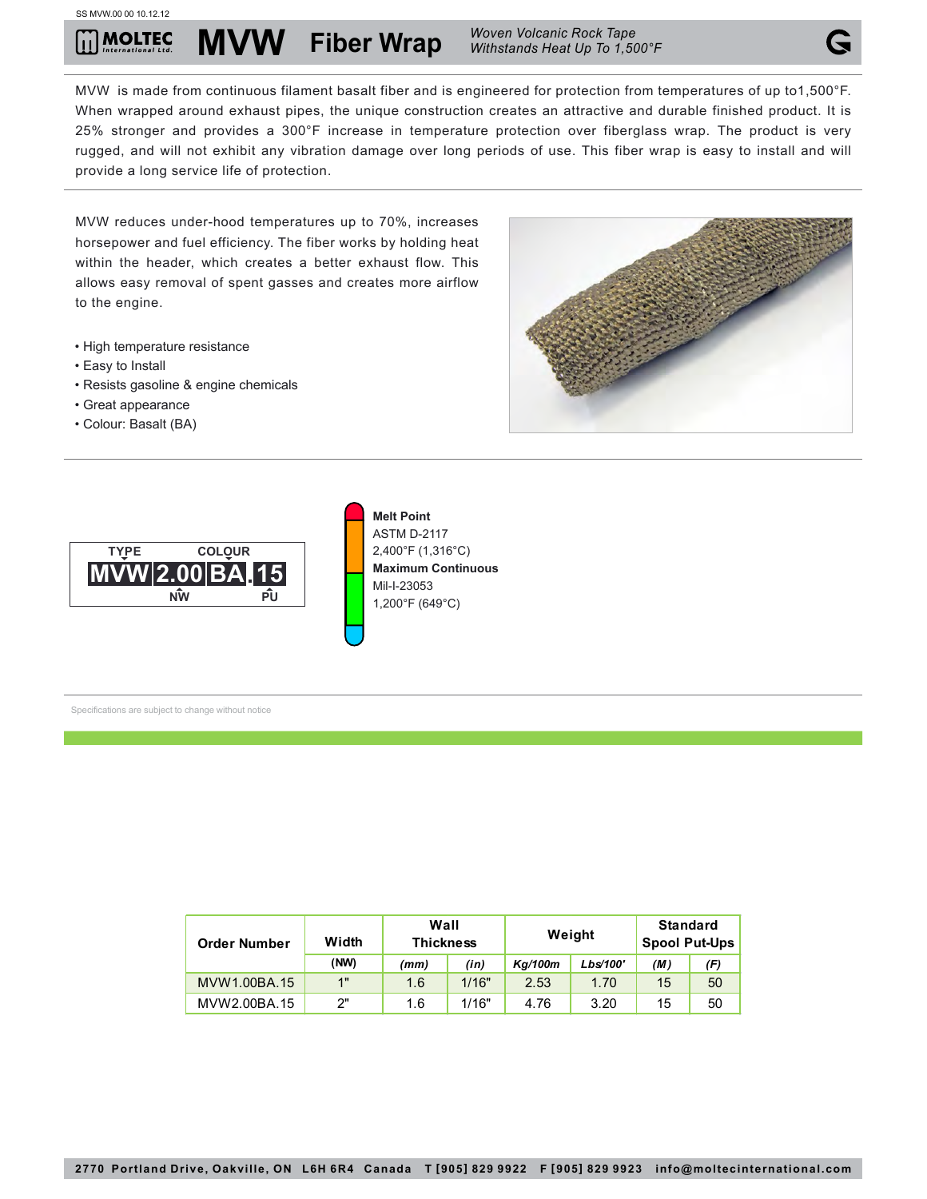SS MVW.00 00 10.12.12

# MVW Fiber Wrap

*Woven Volcanic Rock Tape*
*Withstands Heat Up To 1,500°F*

MVW is made from continuous filament basalt fiber and is engineered for protection from temperatures of up to1,500°F. When wrapped around exhaust pipes, the unique construction creates an attractive and durable finished product. It is 25% stronger and provides a 300°F increase in temperature protection over fiberglass wrap. The product is very rugged, and will not exhibit any vibration damage over long periods of use. This fiber wrap is easy to install and will provide a long service life of protection.

MVW reduces under-hood temperatures up to 70%, increases horsepower and fuel efficiency. The fiber works by holding heat within the header, which creates a better exhaust flow. This allows easy removal of spent gasses and creates more airflow to the engine.

- High temperature resistance
- Easy to Install
- Resists gasoline & engine chemicals
- Great appearance
- Colour: Basalt (BA)

TYPE COLOUR
**MVW 2.00 BA.15**
NW PU

**Melt Point**
ASTM D-2117
2,400°F (1,316°C)
**Maximum Continuous**
Mil-I-23053
1,200°F (649°C)

Specifications are subject to change without notice

| Order Number | Width | Wall Thickness | | Weight | | Standard Spool Put-Ups | |
|---|---|---|---|---|---|---|---|
| | (NW) | (mm) | (in) | Kg/100m | Lbs/100' | (M) | (F) |
| MVW1.00BA.15 | 1" | 1.6 | 1/16" | 2.53 | 1.70 | 15 | 50 |
| MVW2.00BA.15 | 2" | 1.6 | 1/16" | 4.76 | 3.20 | 15 | 50 |

2770 Portland Drive, Oakville, ON L6H 6R4 Canada T [905] 829 9922 F [905] 829 9923 info@moltecinternational.com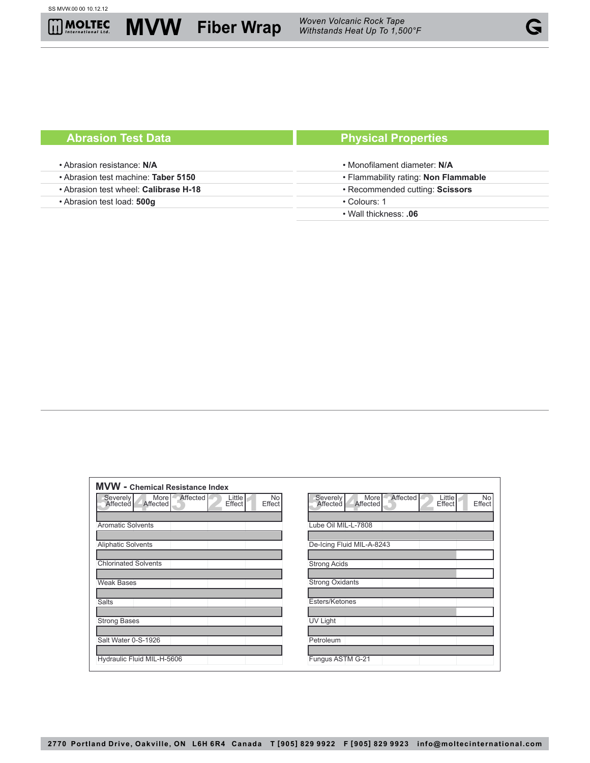# MOLTEC International Ltd. — MVW Fiber Wrap

*Woven Volcanic Rock Tape*
*Withstands Heat Up To 1,500°F*

## Abrasion Test Data

- Abrasion resistance: **N/A**
- Abrasion test machine: **Taber 5150**
- Abrasion test wheel: **Calibrase H-18**
- Abrasion test load: **500g**

## Physical Properties

- Monofilament diameter: **N/A**
- Flammability rating: **Non Flammable**
- Recommended cutting: **Scissors**
- Colours: 1
- Wall thickness: **.06**

## MVW - Chemical Resistance Index

Rating scale: 5 Severely Affected | 4 More Affected | 3 Affected | 2 Little Effect | 1 No Effect

Ratings below are read from the bar charts, taking each bar's right end as the rating.

| Chemical | Rating |
|---|---|
| Aromatic Solvents | 1 No Effect |
| Aliphatic Solvents | 1 No Effect |
| Chlorinated Solvents | 1 No Effect |
| Weak Bases | 1 No Effect |
| Salts | 1 No Effect |
| Strong Bases | 1 No Effect |
| Salt Water 0-S-1926 | 1 No Effect |
| Hydraulic Fluid MIL-H-5606 | 1 No Effect |
| Lube Oil MIL-L-7808 | 1 No Effect |
| De-Icing Fluid MIL-A-8243 | 1 No Effect |
| Strong Acids | 2 Little Effect |
| Strong Oxidants | 2 Little Effect |
| Esters/Ketones | 1 No Effect |
| UV Light | 2 Little Effect |
| Petroleum | 1 No Effect |
| Fungus ASTM G-21 | 1 No Effect |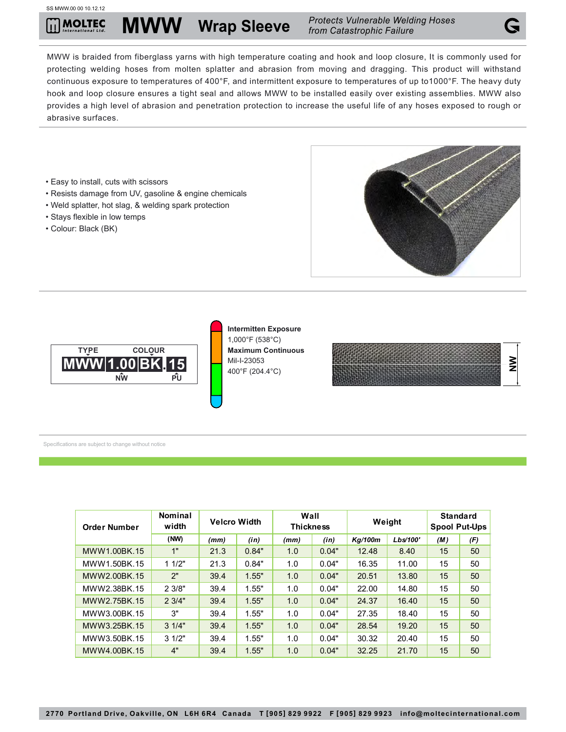SS MWW.00 00 10.12.12

# MWW Wrap Sleeve

*Protects Vulnerable Welding Hoses from Catastrophic Failure*

MWW is braided from fiberglass yarns with high temperature coating and hook and loop closure, It is commonly used for protecting welding hoses from molten splatter and abrasion from moving and dragging. This product will withstand continuous exposure to temperatures of 400°F, and intermittent exposure to temperatures of up to1000°F. The heavy duty hook and loop closure ensures a tight seal and allows MWW to be installed easily over existing assemblies. MWW also provides a high level of abrasion and penetration protection to increase the useful life of any hoses exposed to rough or abrasive surfaces.

- Easy to install, cuts with scissors
- Resists damage from UV, gasoline & engine chemicals
- Weld splatter, hot slag, & welding spark protection
- Stays flexible in low temps
- Colour: Black (BK)

TYPE | COLOUR
MWW 1.00 BK.15
NW | PU

**Intermitten Exposure**
1,000°F (538°C)
**Maximum Continuous**
Mil-I-23053
400°F (204.4°C)

Specifications are subject to change without notice

| Order Number | Nominal width | Velcro Width | | Wall Thickness | | Weight | | Standard Spool Put-Ups | |
|---|---|---|---|---|---|---|---|---|---|
| | (NW) | *(mm)* | *(in)* | *(mm)* | *(in)* | *Kg/100m* | *Lbs/100'* | *(M)* | *(F)* |
| MWW1.00BK.15 | 1" | 21.3 | 0.84" | 1.0 | 0.04" | 12.48 | 8.40 | 15 | 50 |
| MWW1.50BK.15 | 1 1/2" | 21.3 | 0.84" | 1.0 | 0.04" | 16.35 | 11.00 | 15 | 50 |
| MWW2.00BK.15 | 2" | 39.4 | 1.55" | 1.0 | 0.04" | 20.51 | 13.80 | 15 | 50 |
| MWW2.38BK.15 | 2 3/8" | 39.4 | 1.55" | 1.0 | 0.04" | 22.00 | 14.80 | 15 | 50 |
| MWW2.75BK.15 | 2 3/4" | 39.4 | 1.55" | 1.0 | 0.04" | 24.37 | 16.40 | 15 | 50 |
| MWW3.00BK.15 | 3" | 39.4 | 1.55" | 1.0 | 0.04" | 27.35 | 18.40 | 15 | 50 |
| MWW3.25BK.15 | 3 1/4" | 39.4 | 1.55" | 1.0 | 0.04" | 28.54 | 19.20 | 15 | 50 |
| MWW3.50BK.15 | 3 1/2" | 39.4 | 1.55" | 1.0 | 0.04" | 30.32 | 20.40 | 15 | 50 |
| MWW4.00BK.15 | 4" | 39.4 | 1.55" | 1.0 | 0.04" | 32.25 | 21.70 | 15 | 50 |

2770 Portland Drive, Oakville, ON L6H 6R4 Canada T [905] 829 9922 F [905] 829 9923 info@moltecinternational.com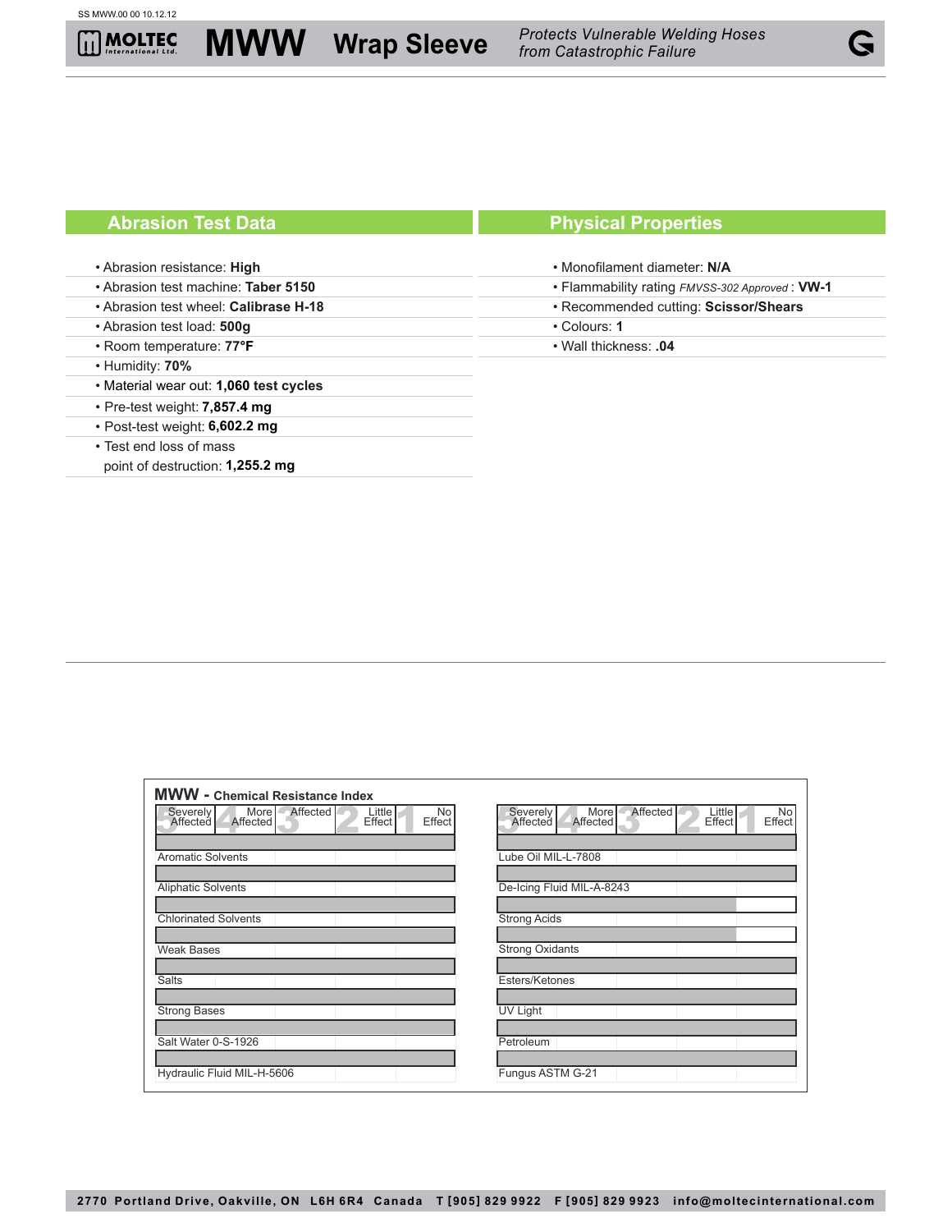# MOLTEC International Ltd. — MWW Wrap Sleeve

*Protects Vulnerable Welding Hoses from Catastrophic Failure*

## Abrasion Test Data

- Abrasion resistance: **High**
- Abrasion test machine: **Taber 5150**
- Abrasion test wheel: **Calibrase H-18**
- Abrasion test load: **500g**
- Room temperature: **77°F**
- Humidity: **70%**
- Material wear out: **1,060 test cycles**
- Pre-test weight: **7,857.4 mg**
- Post-test weight: **6,602.2 mg**
- Test end loss of mass point of destruction: **1,255.2 mg**

## Physical Properties

- Monofilament diameter: **N/A**
- Flammability rating *FMVSS-302 Approved* : **VW-1**
- Recommended cutting: **Scissor/Shears**
- Colours: **1**
- Wall thickness: **.04**

## MWW - Chemical Resistance Index

Scale: 5 Severely Affected, 4 More Affected, 3 Affected, 2 Little Effect, 1 No Effect

| Chemical | Rating |
|---|---|
| Aromatic Solvents | No Effect |
| Aliphatic Solvents | No Effect |
| Chlorinated Solvents | No Effect |
| Weak Bases | No Effect |
| Salts | No Effect |
| Strong Bases | No Effect |
| Salt Water 0-S-1926 | No Effect |
| Hydraulic Fluid MIL-H-5606 | No Effect |
| Lube Oil MIL-L-7808 | No Effect |
| De-Icing Fluid MIL-A-8243 | No Effect |
| Strong Acids | Little Effect |
| Strong Oxidants | Little Effect |
| Esters/Ketones | No Effect |
| UV Light | No Effect |
| Petroleum | No Effect |
| Fungus ASTM G-21 | No Effect |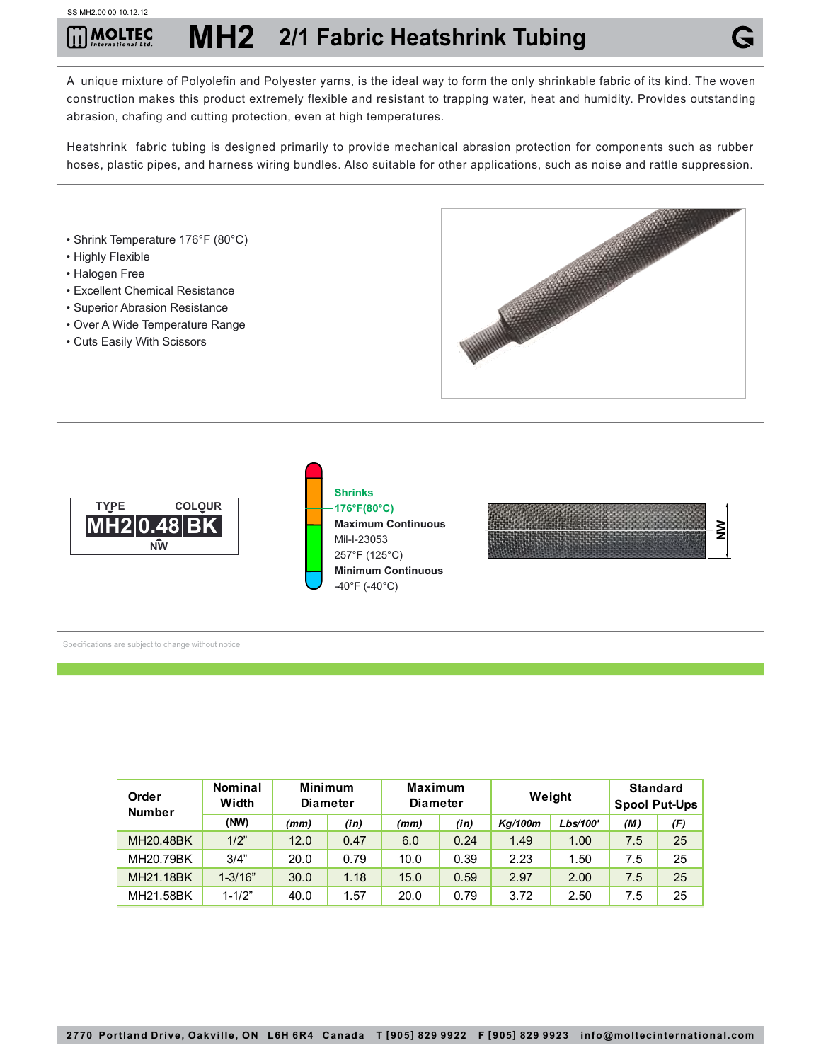# MH2 2/1 Fabric Heatshrink Tubing

A unique mixture of Polyolefin and Polyester yarns, is the ideal way to form the only shrinkable fabric of its kind. The woven construction makes this product extremely flexible and resistant to trapping water, heat and humidity. Provides outstanding abrasion, chafing and cutting protection, even at high temperatures.

Heatshrink fabric tubing is designed primarily to provide mechanical abrasion protection for components such as rubber hoses, plastic pipes, and harness wiring bundles. Also suitable for other applications, such as noise and rattle suppression.

- Shrink Temperature 176°F (80°C)
- Highly Flexible
- Halogen Free
- Excellent Chemical Resistance
- Superior Abrasion Resistance
- Over A Wide Temperature Range
- Cuts Easily With Scissors

TYPE COLOUR
MH2 0.48 BK
NW

**Shrinks**
176°F(80°C)
**Maximum Continuous**
Mil-I-23053
257°F (125°C)
**Minimum Continuous**
-40°F (-40°C)

NW

Specifications are subject to change without notice

| Order Number | Nominal Width | Minimum Diameter | | Maximum Diameter | | Weight | | Standard Spool Put-Ups | |
|---|---|---|---|---|---|---|---|---|---|
| | (NW) | (mm) | (in) | (mm) | (in) | Kg/100m | Lbs/100' | (M) | (F) |
| MH20.48BK | 1/2" | 12.0 | 0.47 | 6.0 | 0.24 | 1.49 | 1.00 | 7.5 | 25 |
| MH20.79BK | 3/4" | 20.0 | 0.79 | 10.0 | 0.39 | 2.23 | 1.50 | 7.5 | 25 |
| MH21.18BK | 1-3/16" | 30.0 | 1.18 | 15.0 | 0.59 | 2.97 | 2.00 | 7.5 | 25 |
| MH21.58BK | 1-1/2" | 40.0 | 1.57 | 20.0 | 0.79 | 3.72 | 2.50 | 7.5 | 25 |

2770 Portland Drive, Oakville, ON L6H 6R4 Canada T [905] 829 9922 F [905] 829 9923 info@moltecinternational.com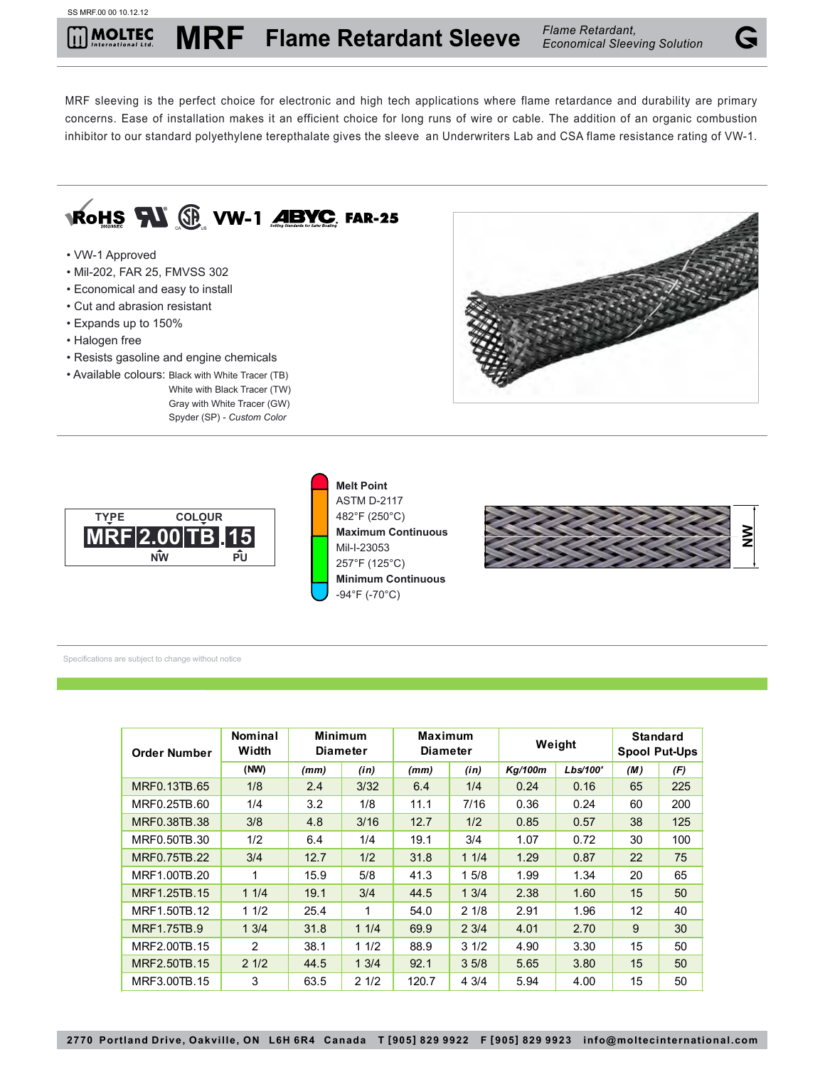# MRF Flame Retardant Sleeve

*Flame Retardant, Economical Sleeving Solution*

MRF sleeving is the perfect choice for electronic and high tech applications where flame retardance and durability are primary concerns. Ease of installation makes it an efficient choice for long runs of wire or cable. The addition of an organic combustion inhibitor to our standard polyethylene terepthalate gives the sleeve an Underwriters Lab and CSA flame resistance rating of VW-1.

RoHS 2002/95/EC · UL · CSA · VW-1 · ABYC · FAR-25

- VW-1 Approved
- Mil-202, FAR 25, FMVSS 302
- Economical and easy to install
- Cut and abrasion resistant
- Expands up to 150%
- Halogen free
- Resists gasoline and engine chemicals
- Available colours: Black with White Tracer (TB)
  White with Black Tracer (TW)
  Gray with White Tracer (GW)
  Spyder (SP) - *Custom Color*

TYPE COLOUR
MRF 2.00 TB .15
NW PU

**Melt Point**
ASTM D-2117
482°F (250°C)

**Maximum Continuous**
Mil-I-23053
257°F (125°C)

**Minimum Continuous**
-94°F (-70°C)

NW

Specifications are subject to change without notice

| Order Number | Nominal Width | Minimum Diameter | | Maximum Diameter | | Weight | | Standard Spool Put-Ups | |
|---|---|---|---|---|---|---|---|---|---|
| | (NW) | *(mm)* | *(in)* | *(mm)* | *(in)* | *Kg/100m* | *Lbs/100'* | *(M)* | *(F)* |
| MRF0.13TB.65 | 1/8 | 2.4 | 3/32 | 6.4 | 1/4 | 0.24 | 0.16 | 65 | 225 |
| MRF0.25TB.60 | 1/4 | 3.2 | 1/8 | 11.1 | 7/16 | 0.36 | 0.24 | 60 | 200 |
| MRF0.38TB.38 | 3/8 | 4.8 | 3/16 | 12.7 | 1/2 | 0.85 | 0.57 | 38 | 125 |
| MRF0.50TB.30 | 1/2 | 6.4 | 1/4 | 19.1 | 3/4 | 1.07 | 0.72 | 30 | 100 |
| MRF0.75TB.22 | 3/4 | 12.7 | 1/2 | 31.8 | 1 1/4 | 1.29 | 0.87 | 22 | 75 |
| MRF1.00TB.20 | 1 | 15.9 | 5/8 | 41.3 | 1 5/8 | 1.99 | 1.34 | 20 | 65 |
| MRF1.25TB.15 | 1 1/4 | 19.1 | 3/4 | 44.5 | 1 3/4 | 2.38 | 1.60 | 15 | 50 |
| MRF1.50TB.12 | 1 1/2 | 25.4 | 1 | 54.0 | 2 1/8 | 2.91 | 1.96 | 12 | 40 |
| MRF1.75TB.9 | 1 3/4 | 31.8 | 1 1/4 | 69.9 | 2 3/4 | 4.01 | 2.70 | 9 | 30 |
| MRF2.00TB.15 | 2 | 38.1 | 1 1/2 | 88.9 | 3 1/2 | 4.90 | 3.30 | 15 | 50 |
| MRF2.50TB.15 | 2 1/2 | 44.5 | 1 3/4 | 92.1 | 3 5/8 | 5.65 | 3.80 | 15 | 50 |
| MRF3.00TB.15 | 3 | 63.5 | 2 1/2 | 120.7 | 4 3/4 | 5.94 | 4.00 | 15 | 50 |

2770 Portland Drive, Oakville, ON L6H 6R4 Canada T [905] 829 9922 F [905] 829 9923 info@moltecinternational.com